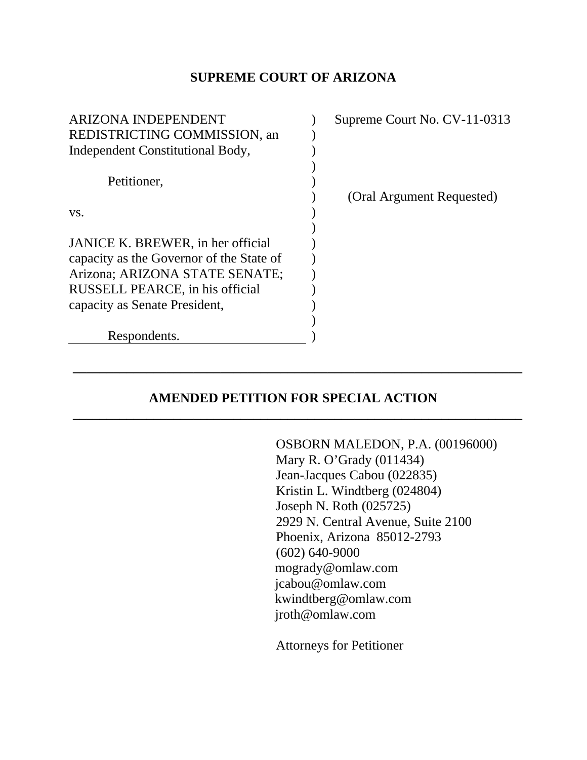# SUPREME COURT OF ARIZONA

ARIZONA INDEPENDENT REDISTRICTING COMMISSION, an Independent Constitutional Body,

Petitioner,

vs.

JANICE K. BREWER, in her official capacity as the Governor of the State of Arizona; ARIZONA STATE SENATE; RUSSELL PEARCE, in his official capacity as Senate President,

Respondents.

Supreme Court No. CV-11-0313

(Oral Argument Requested)

---

## AMENDED PETITION FOR SPECIAL ACTION

---

OSBORN MALEDON, P.A. (00196000)
Mary R. O'Grady (011434)
Jean-Jacques Cabou (022835)
Kristin L. Windtberg (024804)
Joseph N. Roth (025725)
2929 N. Central Avenue, Suite 2100
Phoenix, Arizona 85012-2793
(602) 640-9000
mogrady@omlaw.com
jcabou@omlaw.com
kwindtberg@omlaw.com
jroth@omlaw.com

Attorneys for Petitioner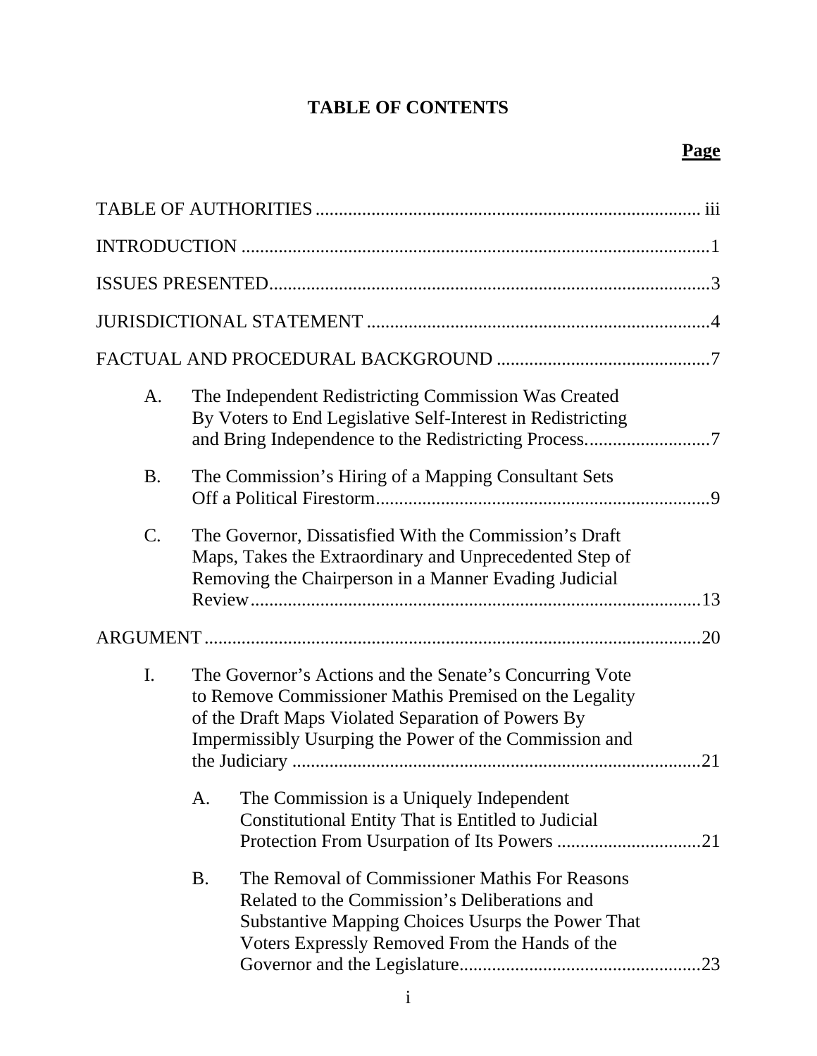# TABLE OF CONTENTS

**Page**

TABLE OF AUTHORITIES ................................................................................. iii

INTRODUCTION ...................................................................................................1

ISSUES PRESENTED.............................................................................................3

JURISDICTIONAL STATEMENT .........................................................................4

FACTUAL AND PROCEDURAL BACKGROUND ..............................................7

- A. The Independent Redistricting Commission Was Created By Voters to End Legislative Self-Interest in Redistricting and Bring Independence to the Redistricting Process...........................7
- B. The Commission's Hiring of a Mapping Consultant Sets Off a Political Firestorm........................................................................9
- C. The Governor, Dissatisfied With the Commission's Draft Maps, Takes the Extraordinary and Unprecedented Step of Removing the Chairperson in a Manner Evading Judicial Review................................................................................................13

ARGUMENT ..........................................................................................................20

- I. The Governor's Actions and the Senate's Concurring Vote to Remove Commissioner Mathis Premised on the Legality of the Draft Maps Violated Separation of Powers By Impermissibly Usurping the Power of the Commission and the Judiciary .......................................................................................21
  - A. The Commission is a Uniquely Independent Constitutional Entity That is Entitled to Judicial Protection From Usurpation of Its Powers ...............................21
  - B. The Removal of Commissioner Mathis For Reasons Related to the Commission's Deliberations and Substantive Mapping Choices Usurps the Power That Voters Expressly Removed From the Hands of the Governor and the Legislature...................................................23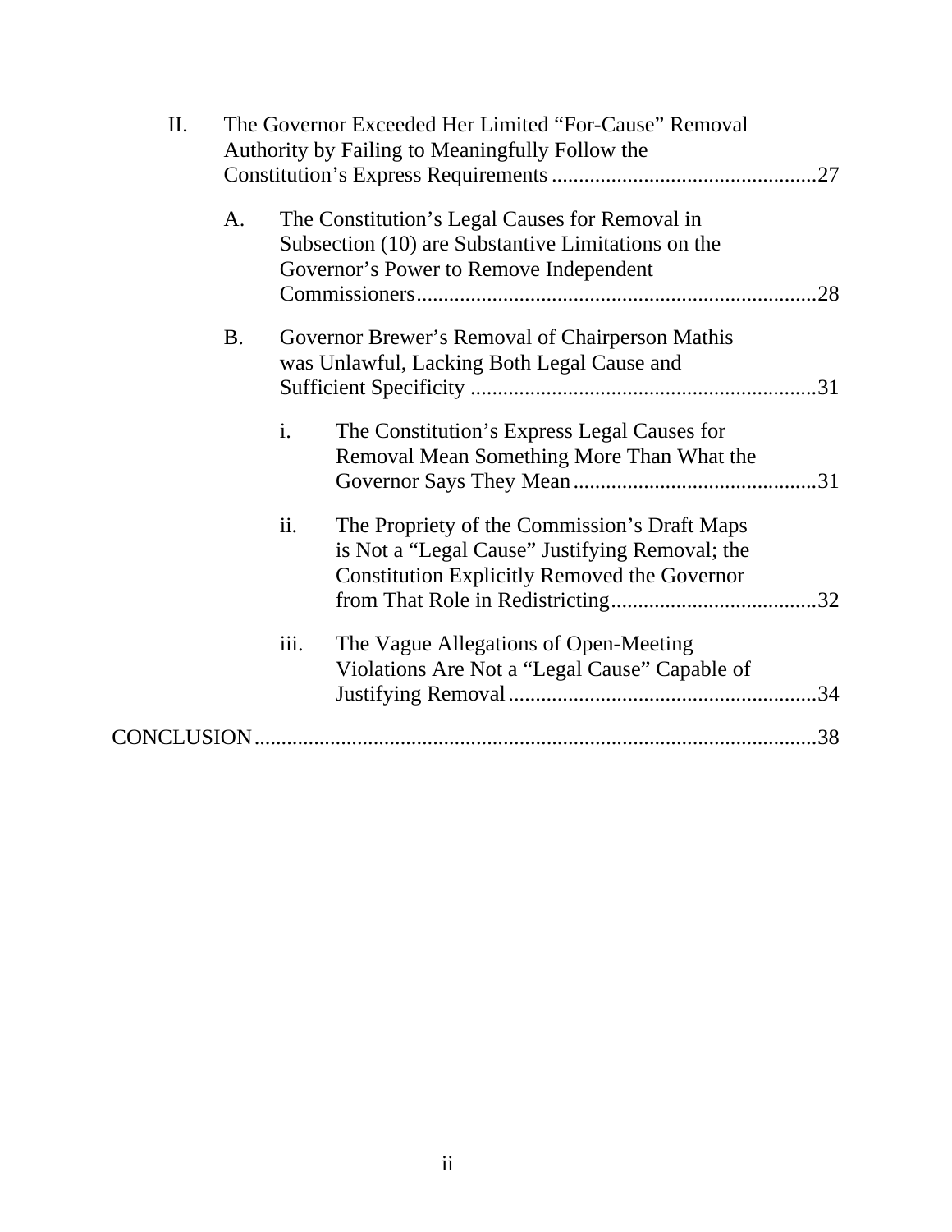II. The Governor Exceeded Her Limited "For-Cause" Removal Authority by Failing to Meaningfully Follow the Constitution's Express Requirements ................................................27

- A. The Constitution's Legal Causes for Removal in Subsection (10) are Substantive Limitations on the Governor's Power to Remove Independent Commissioners..........................................................................28
- B. Governor Brewer's Removal of Chairperson Mathis was Unlawful, Lacking Both Legal Cause and Sufficient Specificity ...............................................................31
  - i. The Constitution's Express Legal Causes for Removal Mean Something More Than What the Governor Says They Mean .............................................31
  - ii. The Propriety of the Commission's Draft Maps is Not a "Legal Cause" Justifying Removal; the Constitution Explicitly Removed the Governor from That Role in Redistricting......................................32
  - iii. The Vague Allegations of Open-Meeting Violations Are Not a "Legal Cause" Capable of Justifying Removal.........................................................34

CONCLUSION........................................................................................................38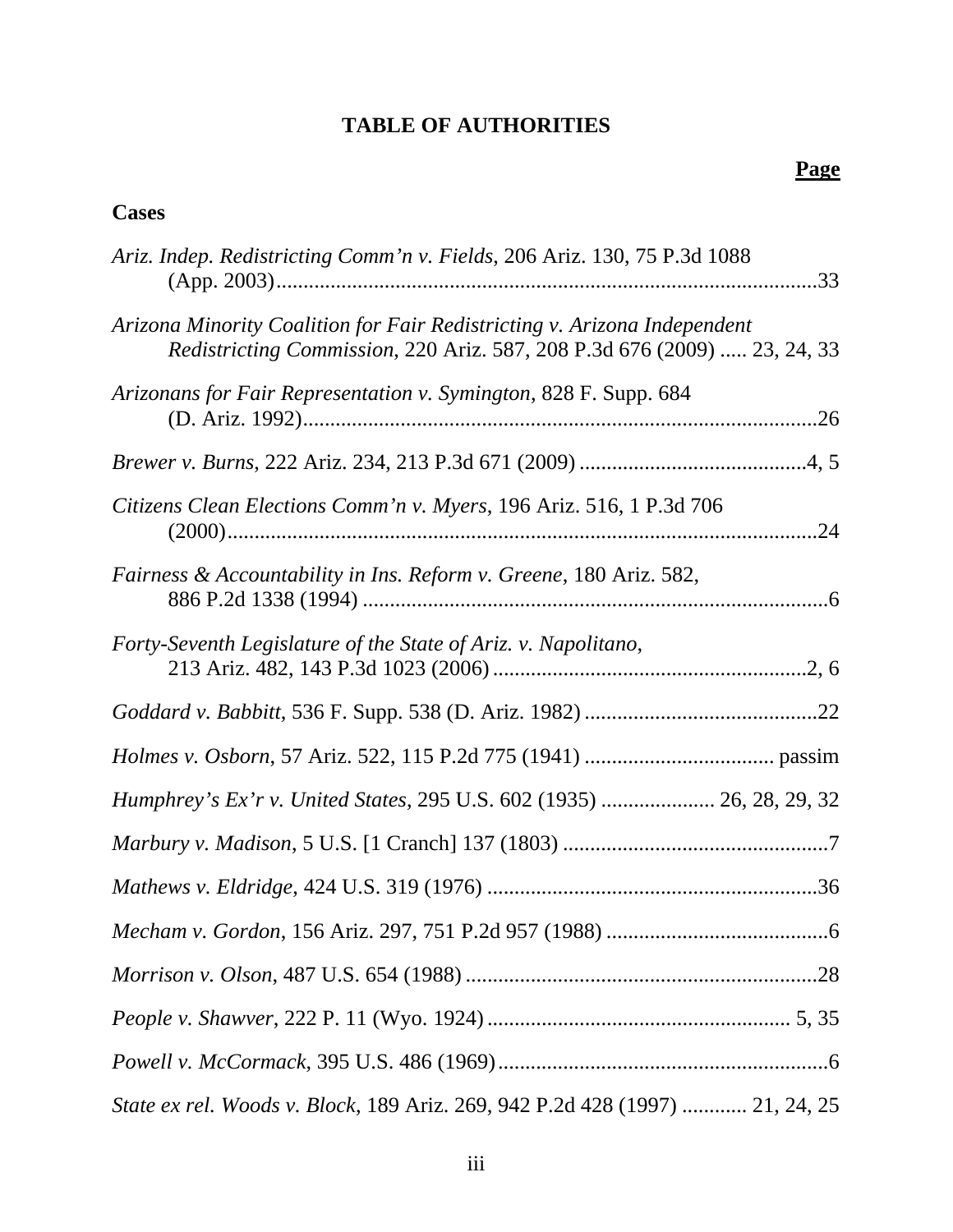# TABLE OF AUTHORITIES

**Page**

**Cases**

*Ariz. Indep. Redistricting Comm'n v. Fields*, 206 Ariz. 130, 75 P.3d 1088 (App. 2003) .......... 33

*Arizona Minority Coalition for Fair Redistricting v. Arizona Independent Redistricting Commission,* 220 Ariz. 587, 208 P.3d 676 (2009) ..... 23, 24, 33

*Arizonans for Fair Representation v. Symington*, 828 F. Supp. 684 (D. Ariz. 1992) .......... 26

*Brewer v. Burns*, 222 Ariz. 234, 213 P.3d 671 (2009) .......... 4, 5

*Citizens Clean Elections Comm'n v. Myers*, 196 Ariz. 516, 1 P.3d 706 (2000) .......... 24

*Fairness & Accountability in Ins. Reform v. Greene*, 180 Ariz. 582, 886 P.2d 1338 (1994) .......... 6

*Forty-Seventh Legislature of the State of Ariz. v. Napolitano*, 213 Ariz. 482, 143 P.3d 1023 (2006) .......... 2, 6

*Goddard v. Babbitt*, 536 F. Supp. 538 (D. Ariz. 1982) .......... 22

*Holmes v. Osborn*, 57 Ariz. 522, 115 P.2d 775 (1941) .......... passim

*Humphrey's Ex'r v. United States*, 295 U.S. 602 (1935) .......... 26, 28, 29, 32

*Marbury v. Madison*, 5 U.S. [1 Cranch] 137 (1803) .......... 7

*Mathews v. Eldridge*, 424 U.S. 319 (1976) .......... 36

*Mecham v. Gordon*, 156 Ariz. 297, 751 P.2d 957 (1988) .......... 6

*Morrison v. Olson*, 487 U.S. 654 (1988) .......... 28

*People v. Shawver*, 222 P. 11 (Wyo. 1924) .......... 5, 35

*Powell v. McCormack*, 395 U.S. 486 (1969) .......... 6

*State ex rel. Woods v. Block*, 189 Ariz. 269, 942 P.2d 428 (1997) .......... 21, 24, 25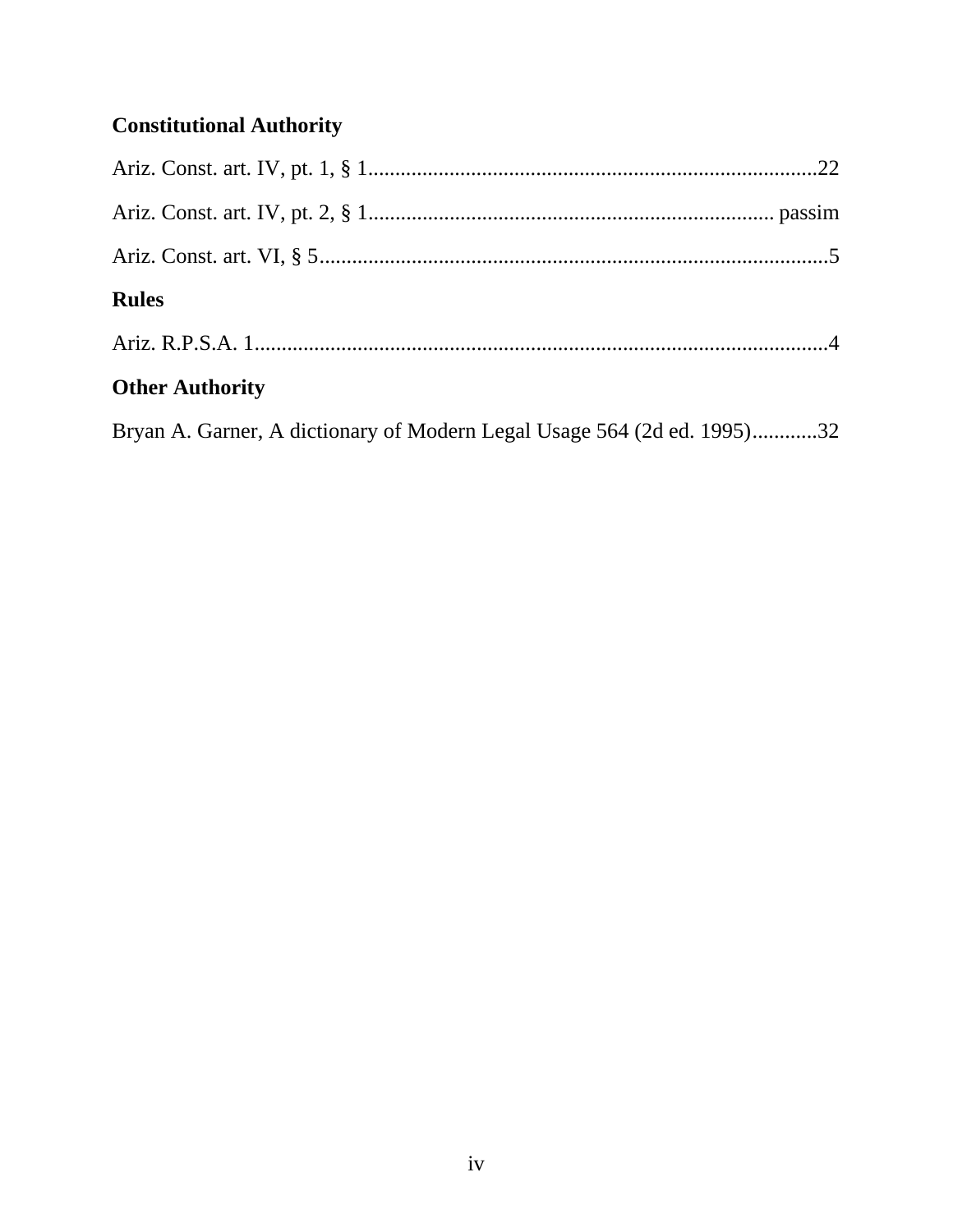### Constitutional Authority

Ariz. Const. art. IV, pt. 1, § 1....................................................................................22

Ariz. Const. art. IV, pt. 2, § 1........................................................................... passim

Ariz. Const. art. VI, § 5..............................................................................................5

### Rules

Ariz. R.P.S.A. 1..........................................................................................................4

### Other Authority

Bryan A. Garner, A dictionary of Modern Legal Usage 564 (2d ed. 1995)............32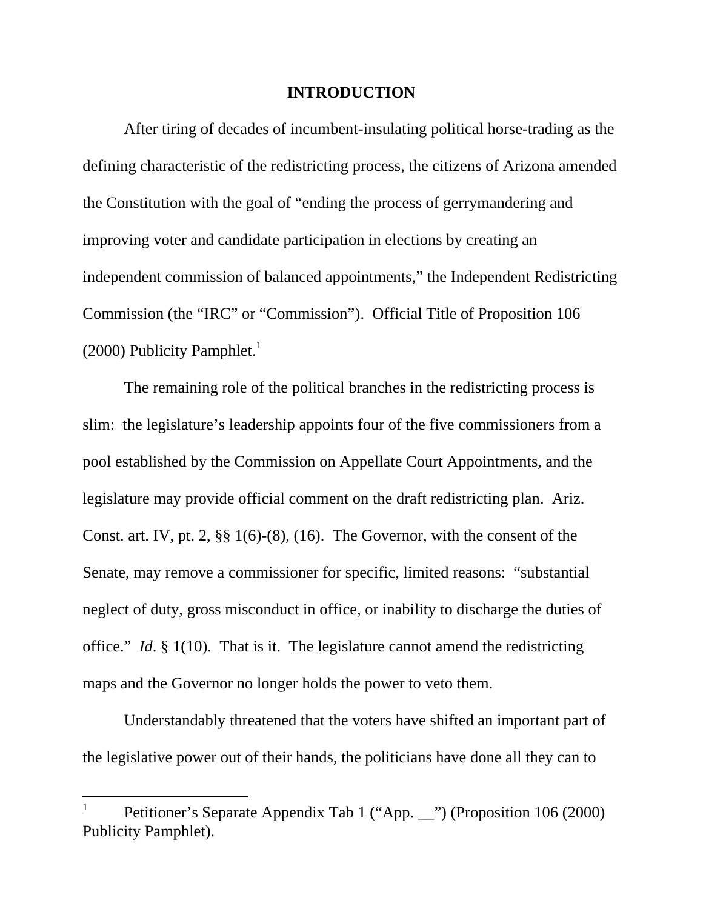## INTRODUCTION

After tiring of decades of incumbent-insulating political horse-trading as the defining characteristic of the redistricting process, the citizens of Arizona amended the Constitution with the goal of "ending the process of gerrymandering and improving voter and candidate participation in elections by creating an independent commission of balanced appointments," the Independent Redistricting Commission (the "IRC" or "Commission"). Official Title of Proposition 106 (2000) Publicity Pamphlet.[1]

The remaining role of the political branches in the redistricting process is slim: the legislature's leadership appoints four of the five commissioners from a pool established by the Commission on Appellate Court Appointments, and the legislature may provide official comment on the draft redistricting plan. Ariz. Const. art. IV, pt. 2, §§ 1(6)-(8), (16). The Governor, with the consent of the Senate, may remove a commissioner for specific, limited reasons: "substantial neglect of duty, gross misconduct in office, or inability to discharge the duties of office." *Id*. § 1(10). That is it. The legislature cannot amend the redistricting maps and the Governor no longer holds the power to veto them.

Understandably threatened that the voters have shifted an important part of the legislative power out of their hands, the politicians have done all they can to

---

[1] Petitioner's Separate Appendix Tab 1 ("App. __") (Proposition 106 (2000) Publicity Pamphlet).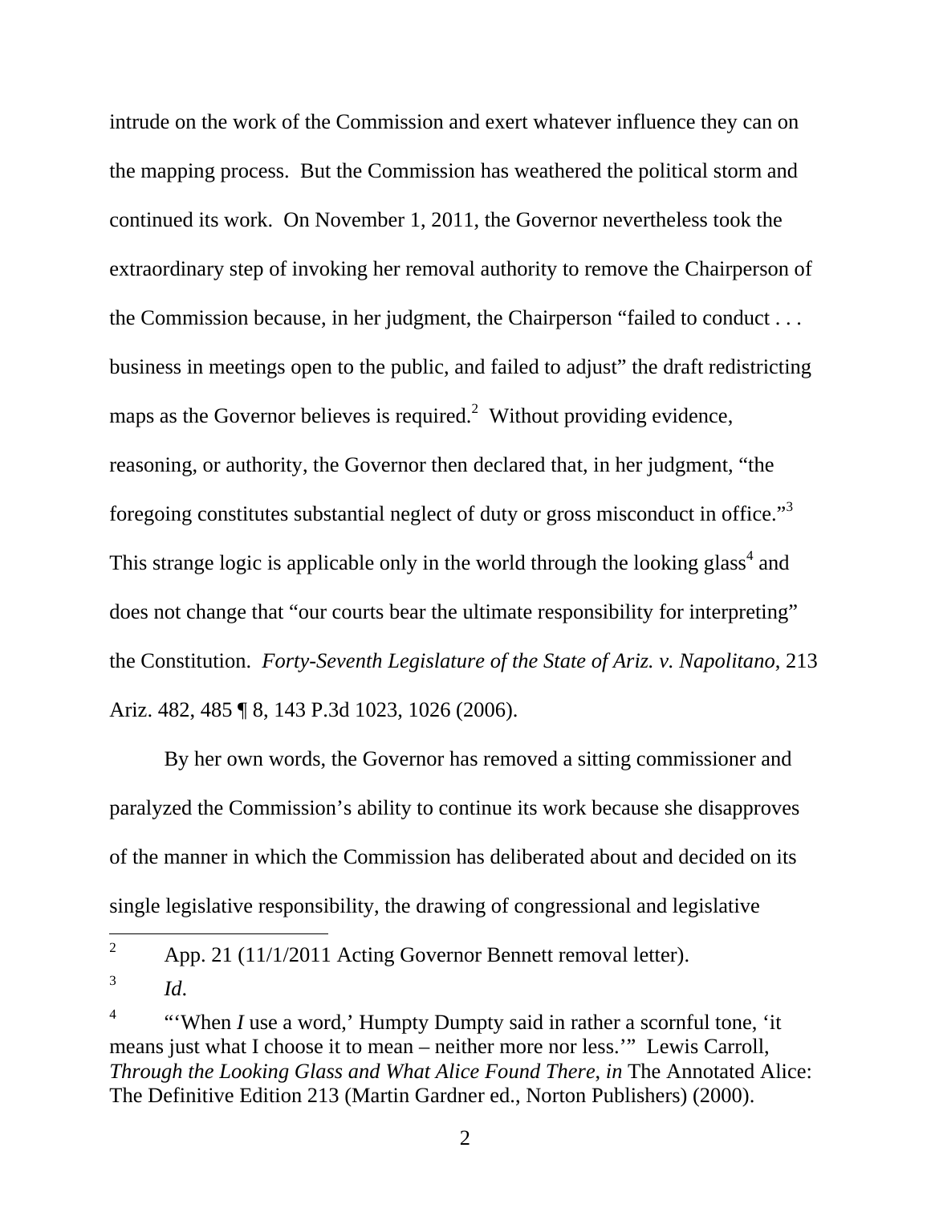intrude on the work of the Commission and exert whatever influence they can on the mapping process. But the Commission has weathered the political storm and continued its work. On November 1, 2011, the Governor nevertheless took the extraordinary step of invoking her removal authority to remove the Chairperson of the Commission because, in her judgment, the Chairperson "failed to conduct . . . business in meetings open to the public, and failed to adjust" the draft redistricting maps as the Governor believes is required.[2] Without providing evidence, reasoning, or authority, the Governor then declared that, in her judgment, "the foregoing constitutes substantial neglect of duty or gross misconduct in office."[3] This strange logic is applicable only in the world through the looking glass[4] and does not change that "our courts bear the ultimate responsibility for interpreting" the Constitution. *Forty-Seventh Legislature of the State of Ariz. v. Napolitano*, 213 Ariz. 482, 485 ¶ 8, 143 P.3d 1023, 1026 (2006).

By her own words, the Governor has removed a sitting commissioner and paralyzed the Commission's ability to continue its work because she disapproves of the manner in which the Commission has deliberated about and decided on its single legislative responsibility, the drawing of congressional and legislative

---

[2] App. 21 (11/1/2011 Acting Governor Bennett removal letter).

[3] *Id.*

[4] "'When *I* use a word,' Humpty Dumpty said in rather a scornful tone, 'it means just what I choose it to mean – neither more nor less.'" Lewis Carroll, *Through the Looking Glass and What Alice Found There, in* The Annotated Alice: The Definitive Edition 213 (Martin Gardner ed., Norton Publishers) (2000).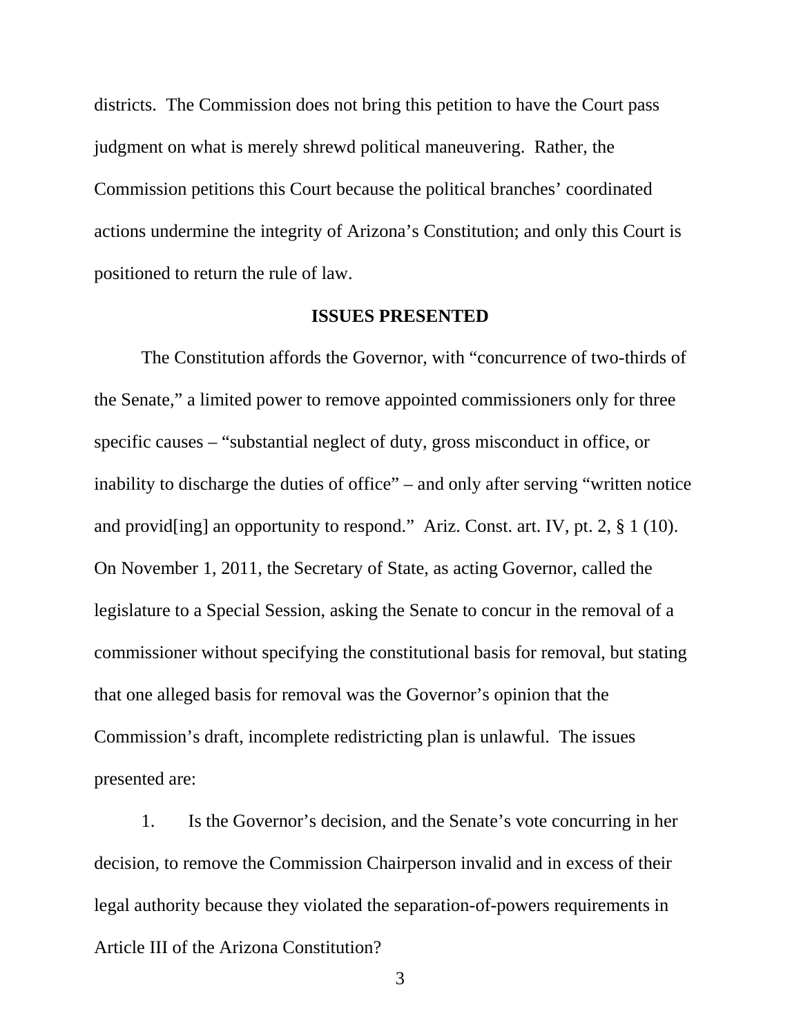districts. The Commission does not bring this petition to have the Court pass judgment on what is merely shrewd political maneuvering. Rather, the Commission petitions this Court because the political branches' coordinated actions undermine the integrity of Arizona's Constitution; and only this Court is positioned to return the rule of law.

## ISSUES PRESENTED

The Constitution affords the Governor, with "concurrence of two-thirds of the Senate," a limited power to remove appointed commissioners only for three specific causes – "substantial neglect of duty, gross misconduct in office, or inability to discharge the duties of office" – and only after serving "written notice and provid[ing] an opportunity to respond." Ariz. Const. art. IV, pt. 2, § 1 (10). On November 1, 2011, the Secretary of State, as acting Governor, called the legislature to a Special Session, asking the Senate to concur in the removal of a commissioner without specifying the constitutional basis for removal, but stating that one alleged basis for removal was the Governor's opinion that the Commission's draft, incomplete redistricting plan is unlawful. The issues presented are:

1. Is the Governor's decision, and the Senate's vote concurring in her decision, to remove the Commission Chairperson invalid and in excess of their legal authority because they violated the separation-of-powers requirements in Article III of the Arizona Constitution?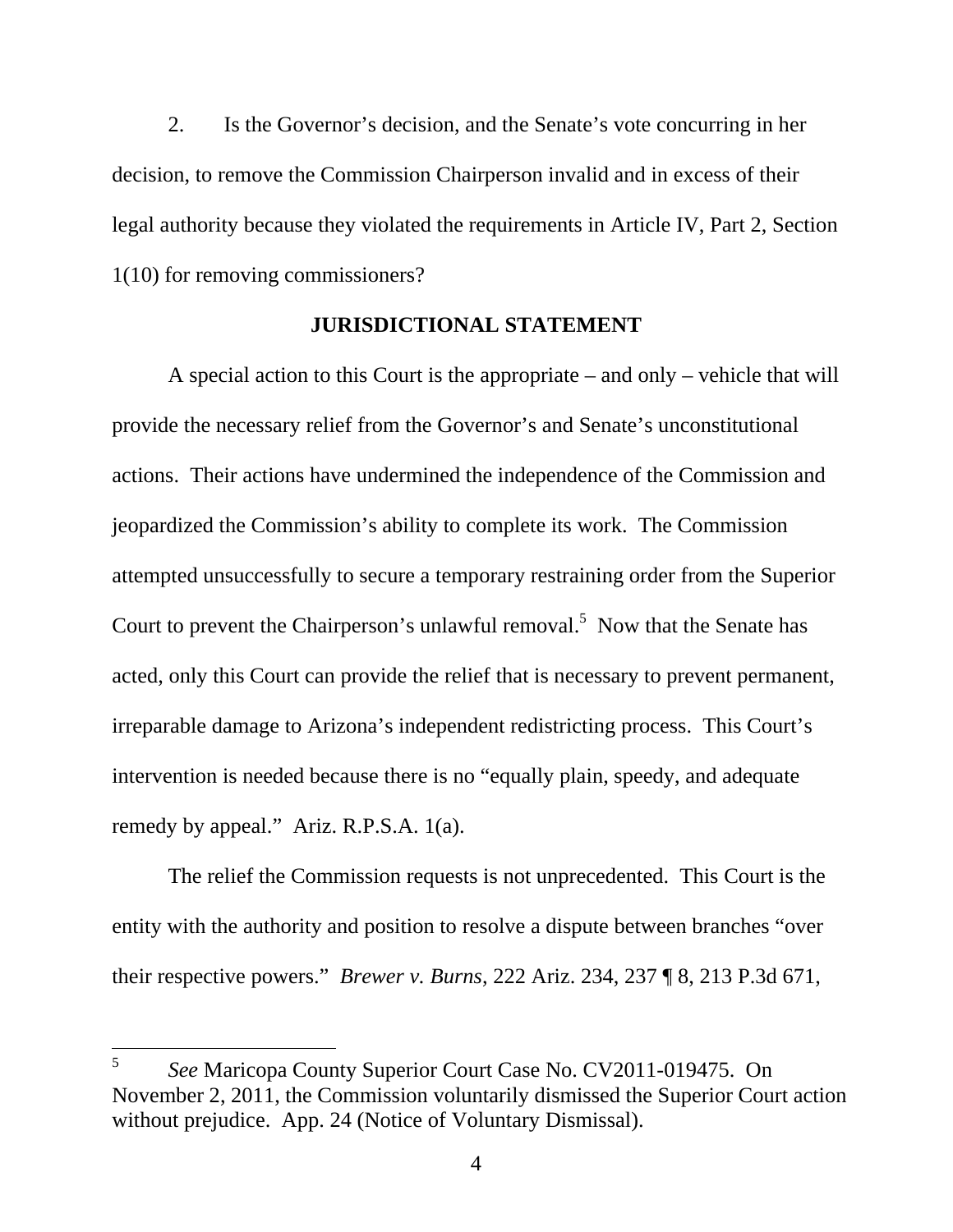2. Is the Governor's decision, and the Senate's vote concurring in her decision, to remove the Commission Chairperson invalid and in excess of their legal authority because they violated the requirements in Article IV, Part 2, Section 1(10) for removing commissioners?

## JURISDICTIONAL STATEMENT

A special action to this Court is the appropriate – and only – vehicle that will provide the necessary relief from the Governor's and Senate's unconstitutional actions. Their actions have undermined the independence of the Commission and jeopardized the Commission's ability to complete its work. The Commission attempted unsuccessfully to secure a temporary restraining order from the Superior Court to prevent the Chairperson's unlawful removal.[5] Now that the Senate has acted, only this Court can provide the relief that is necessary to prevent permanent, irreparable damage to Arizona's independent redistricting process. This Court's intervention is needed because there is no "equally plain, speedy, and adequate remedy by appeal." Ariz. R.P.S.A. 1(a).

The relief the Commission requests is not unprecedented. This Court is the entity with the authority and position to resolve a dispute between branches "over their respective powers." *Brewer v. Burns*, 222 Ariz. 234, 237 ¶ 8, 213 P.3d 671,

---

[5] *See* Maricopa County Superior Court Case No. CV2011-019475. On November 2, 2011, the Commission voluntarily dismissed the Superior Court action without prejudice. App. 24 (Notice of Voluntary Dismissal).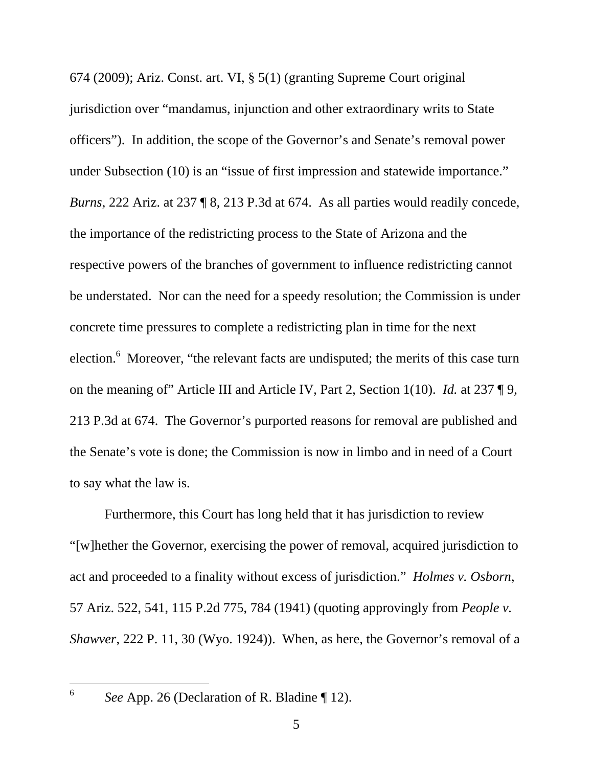674 (2009); Ariz. Const. art. VI, § 5(1) (granting Supreme Court original jurisdiction over "mandamus, injunction and other extraordinary writs to State officers"). In addition, the scope of the Governor's and Senate's removal power under Subsection (10) is an "issue of first impression and statewide importance." *Burns*, 222 Ariz. at 237 ¶ 8, 213 P.3d at 674. As all parties would readily concede, the importance of the redistricting process to the State of Arizona and the respective powers of the branches of government to influence redistricting cannot be understated. Nor can the need for a speedy resolution; the Commission is under concrete time pressures to complete a redistricting plan in time for the next election.[6] Moreover, "the relevant facts are undisputed; the merits of this case turn on the meaning of" Article III and Article IV, Part 2, Section 1(10). *Id.* at 237 ¶ 9, 213 P.3d at 674. The Governor's purported reasons for removal are published and the Senate's vote is done; the Commission is now in limbo and in need of a Court to say what the law is.

Furthermore, this Court has long held that it has jurisdiction to review "[w]hether the Governor, exercising the power of removal, acquired jurisdiction to act and proceeded to a finality without excess of jurisdiction." *Holmes v. Osborn*, 57 Ariz. 522, 541, 115 P.2d 775, 784 (1941) (quoting approvingly from *People v. Shawver*, 222 P. 11, 30 (Wyo. 1924)). When, as here, the Governor's removal of a

---

[6] *See* App. 26 (Declaration of R. Bladine ¶ 12).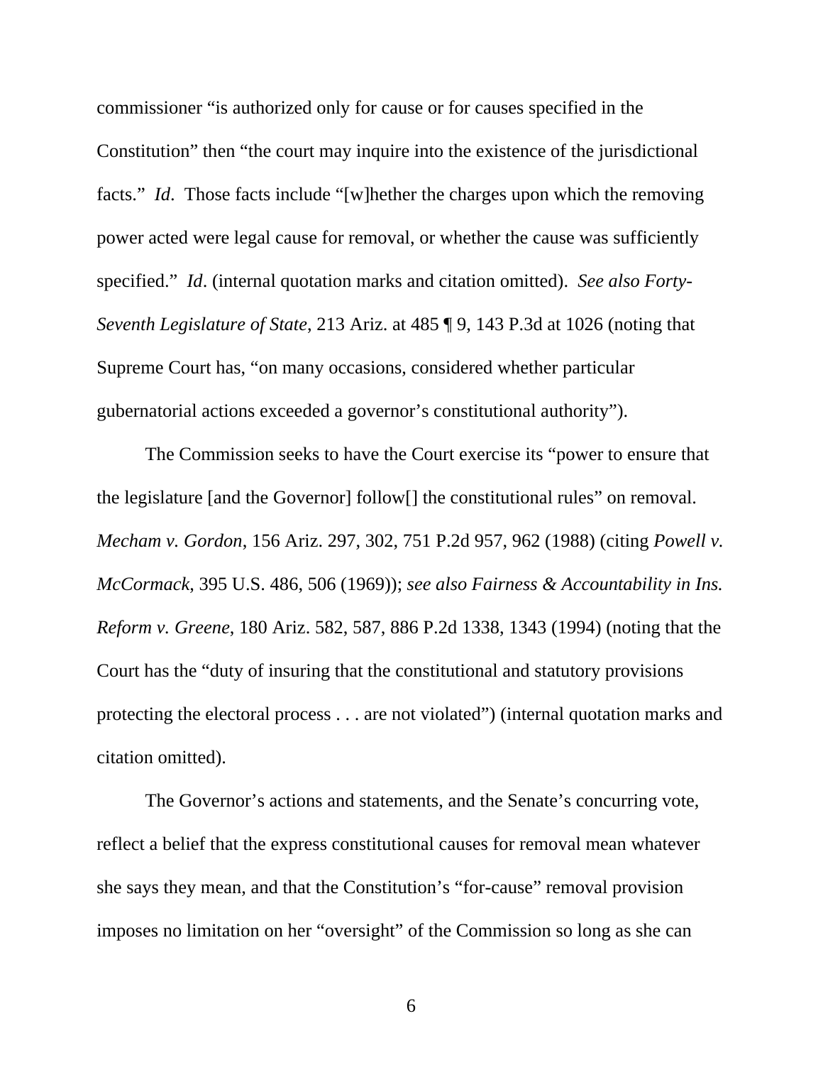commissioner "is authorized only for cause or for causes specified in the Constitution" then "the court may inquire into the existence of the jurisdictional facts." *Id*. Those facts include "[w]hether the charges upon which the removing power acted were legal cause for removal, or whether the cause was sufficiently specified." *Id*. (internal quotation marks and citation omitted). *See also Forty-Seventh Legislature of State*, 213 Ariz. at 485 ¶ 9, 143 P.3d at 1026 (noting that Supreme Court has, "on many occasions, considered whether particular gubernatorial actions exceeded a governor's constitutional authority").

The Commission seeks to have the Court exercise its "power to ensure that the legislature [and the Governor] follow[] the constitutional rules" on removal. *Mecham v. Gordon*, 156 Ariz. 297, 302, 751 P.2d 957, 962 (1988) (citing *Powell v. McCormack*, 395 U.S. 486, 506 (1969)); *see also Fairness & Accountability in Ins. Reform v. Greene*, 180 Ariz. 582, 587, 886 P.2d 1338, 1343 (1994) (noting that the Court has the "duty of insuring that the constitutional and statutory provisions protecting the electoral process . . . are not violated") (internal quotation marks and citation omitted).

The Governor's actions and statements, and the Senate's concurring vote, reflect a belief that the express constitutional causes for removal mean whatever she says they mean, and that the Constitution's "for-cause" removal provision imposes no limitation on her "oversight" of the Commission so long as she can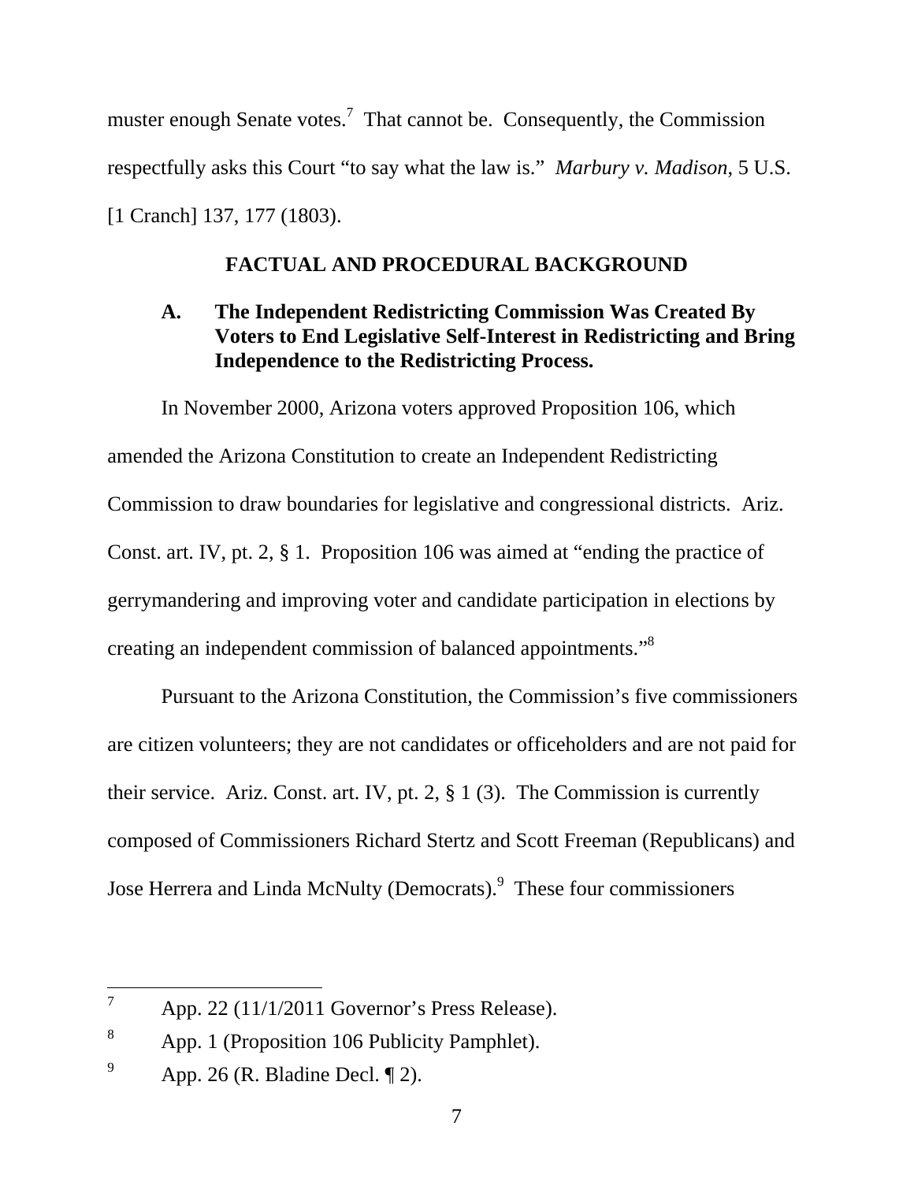muster enough Senate votes.[7] That cannot be. Consequently, the Commission respectfully asks this Court "to say what the law is." *Marbury v. Madison*, 5 U.S. [1 Cranch] 137, 177 (1803).

## FACTUAL AND PROCEDURAL BACKGROUND

### A. The Independent Redistricting Commission Was Created By Voters to End Legislative Self-Interest in Redistricting and Bring Independence to the Redistricting Process.

In November 2000, Arizona voters approved Proposition 106, which amended the Arizona Constitution to create an Independent Redistricting Commission to draw boundaries for legislative and congressional districts. Ariz. Const. art. IV, pt. 2, § 1. Proposition 106 was aimed at "ending the practice of gerrymandering and improving voter and candidate participation in elections by creating an independent commission of balanced appointments."[8]

Pursuant to the Arizona Constitution, the Commission's five commissioners are citizen volunteers; they are not candidates or officeholders and are not paid for their service. Ariz. Const. art. IV, pt. 2, § 1 (3). The Commission is currently composed of Commissioners Richard Stertz and Scott Freeman (Republicans) and Jose Herrera and Linda McNulty (Democrats).[9] These four commissioners

---

[7] App. 22 (11/1/2011 Governor's Press Release).

[8] App. 1 (Proposition 106 Publicity Pamphlet).

[9] App. 26 (R. Bladine Decl. ¶ 2).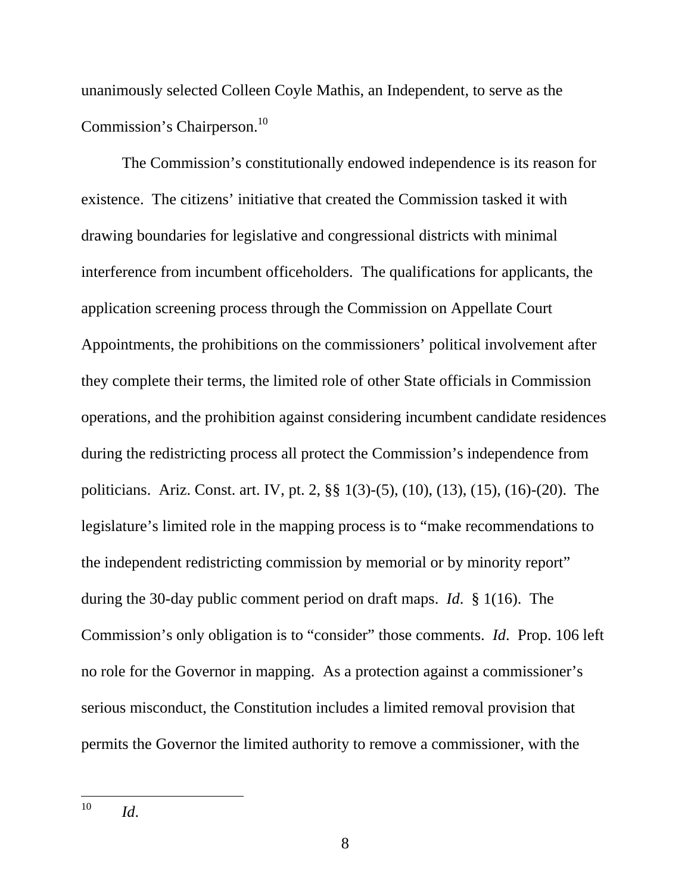unanimously selected Colleen Coyle Mathis, an Independent, to serve as the Commission's Chairperson.[10]

The Commission's constitutionally endowed independence is its reason for existence. The citizens' initiative that created the Commission tasked it with drawing boundaries for legislative and congressional districts with minimal interference from incumbent officeholders. The qualifications for applicants, the application screening process through the Commission on Appellate Court Appointments, the prohibitions on the commissioners' political involvement after they complete their terms, the limited role of other State officials in Commission operations, and the prohibition against considering incumbent candidate residences during the redistricting process all protect the Commission's independence from politicians. Ariz. Const. art. IV, pt. 2, §§ 1(3)-(5), (10), (13), (15), (16)-(20). The legislature's limited role in the mapping process is to "make recommendations to the independent redistricting commission by memorial or by minority report" during the 30-day public comment period on draft maps. *Id.* § 1(16). The Commission's only obligation is to "consider" those comments. *Id.* Prop. 106 left no role for the Governor in mapping. As a protection against a commissioner's serious misconduct, the Constitution includes a limited removal provision that permits the Governor the limited authority to remove a commissioner, with the

---

[10] *Id.*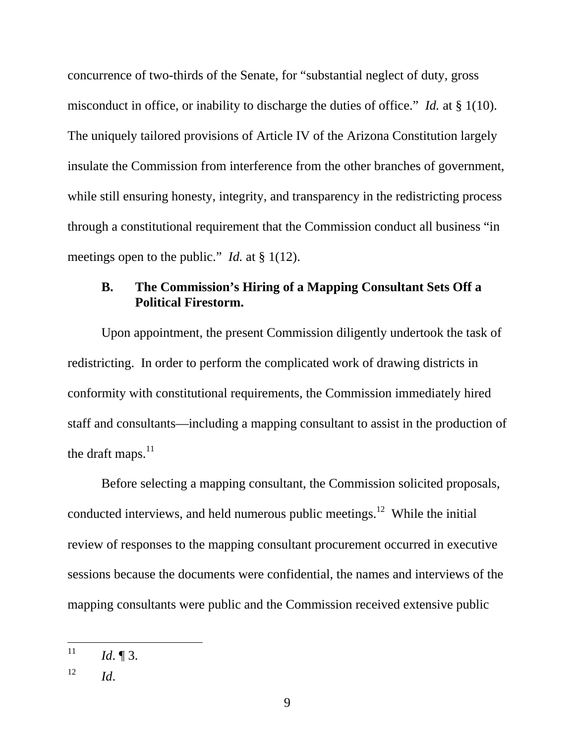concurrence of two-thirds of the Senate, for "substantial neglect of duty, gross misconduct in office, or inability to discharge the duties of office." *Id.* at § 1(10). The uniquely tailored provisions of Article IV of the Arizona Constitution largely insulate the Commission from interference from the other branches of government, while still ensuring honesty, integrity, and transparency in the redistricting process through a constitutional requirement that the Commission conduct all business "in meetings open to the public." *Id.* at § 1(12).

### B. The Commission's Hiring of a Mapping Consultant Sets Off a Political Firestorm.

Upon appointment, the present Commission diligently undertook the task of redistricting. In order to perform the complicated work of drawing districts in conformity with constitutional requirements, the Commission immediately hired staff and consultants—including a mapping consultant to assist in the production of the draft maps.[11]

Before selecting a mapping consultant, the Commission solicited proposals, conducted interviews, and held numerous public meetings.[12] While the initial review of responses to the mapping consultant procurement occurred in executive sessions because the documents were confidential, the names and interviews of the mapping consultants were public and the Commission received extensive public

---

[11] *Id*. ¶ 3.

[12] *Id*.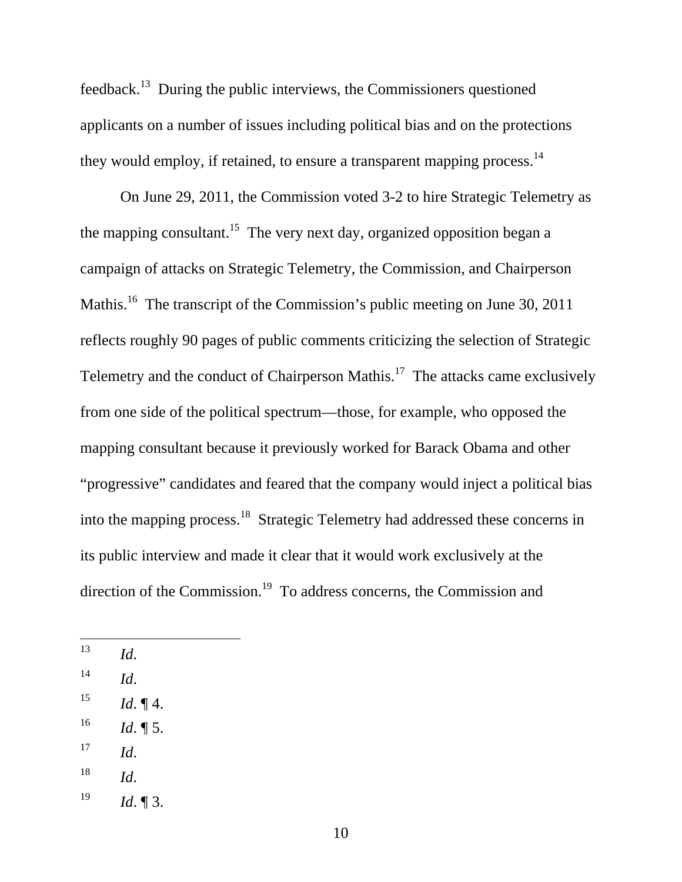feedback.[13] During the public interviews, the Commissioners questioned applicants on a number of issues including political bias and on the protections they would employ, if retained, to ensure a transparent mapping process.[14]

On June 29, 2011, the Commission voted 3-2 to hire Strategic Telemetry as the mapping consultant.[15] The very next day, organized opposition began a campaign of attacks on Strategic Telemetry, the Commission, and Chairperson Mathis.[16] The transcript of the Commission's public meeting on June 30, 2011 reflects roughly 90 pages of public comments criticizing the selection of Strategic Telemetry and the conduct of Chairperson Mathis.[17] The attacks came exclusively from one side of the political spectrum—those, for example, who opposed the mapping consultant because it previously worked for Barack Obama and other "progressive" candidates and feared that the company would inject a political bias into the mapping process.[18] Strategic Telemetry had addressed these concerns in its public interview and made it clear that it would work exclusively at the direction of the Commission.[19] To address concerns, the Commission and

---

[13] *Id.*

[14] *Id.*

[15] *Id.* ¶ 4.

[16] *Id.* ¶ 5.

[17] *Id.*

[18] *Id.*

[19] *Id.* ¶ 3.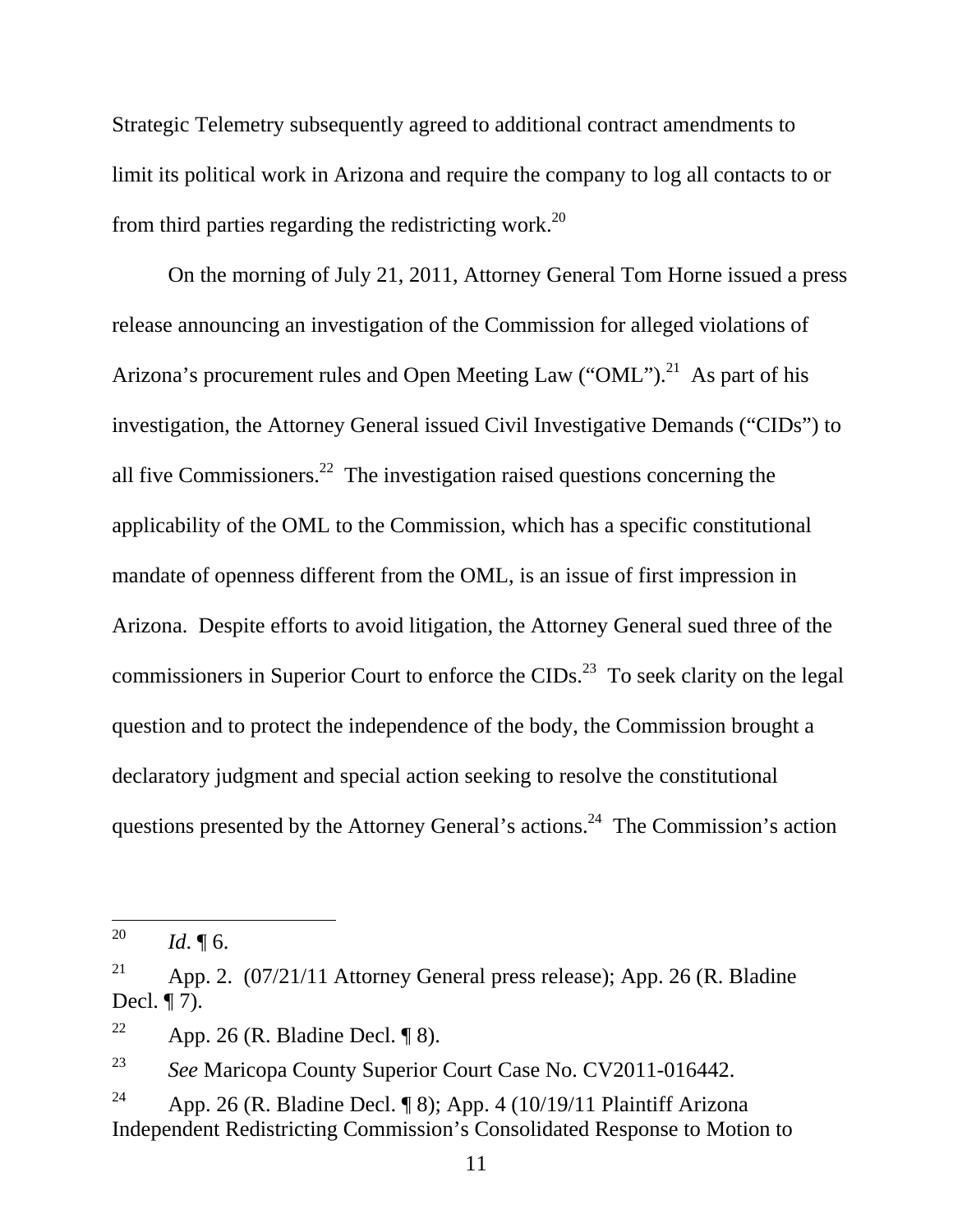Strategic Telemetry subsequently agreed to additional contract amendments to limit its political work in Arizona and require the company to log all contacts to or from third parties regarding the redistricting work.[20]

On the morning of July 21, 2011, Attorney General Tom Horne issued a press release announcing an investigation of the Commission for alleged violations of Arizona's procurement rules and Open Meeting Law ("OML").[21] As part of his investigation, the Attorney General issued Civil Investigative Demands ("CIDs") to all five Commissioners.[22] The investigation raised questions concerning the applicability of the OML to the Commission, which has a specific constitutional mandate of openness different from the OML, is an issue of first impression in Arizona. Despite efforts to avoid litigation, the Attorney General sued three of the commissioners in Superior Court to enforce the CIDs.[23] To seek clarity on the legal question and to protect the independence of the body, the Commission brought a declaratory judgment and special action seeking to resolve the constitutional questions presented by the Attorney General's actions.[24] The Commission's action

---

[20] *Id.* ¶ 6.

[21] App. 2. (07/21/11 Attorney General press release); App. 26 (R. Bladine Decl. ¶ 7).

[22] App. 26 (R. Bladine Decl. ¶ 8).

[23] *See* Maricopa County Superior Court Case No. CV2011-016442.

[24] App. 26 (R. Bladine Decl. ¶ 8); App. 4 (10/19/11 Plaintiff Arizona Independent Redistricting Commission's Consolidated Response to Motion to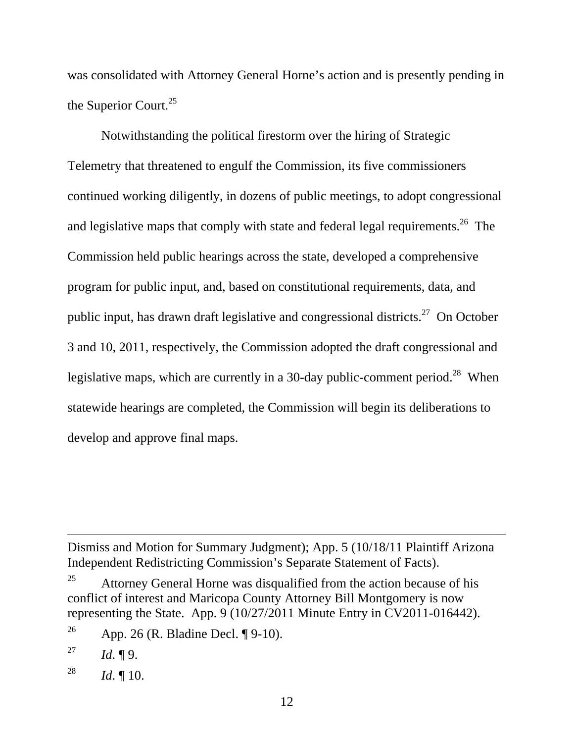was consolidated with Attorney General Horne's action and is presently pending in the Superior Court.[25]

Notwithstanding the political firestorm over the hiring of Strategic Telemetry that threatened to engulf the Commission, its five commissioners continued working diligently, in dozens of public meetings, to adopt congressional and legislative maps that comply with state and federal legal requirements.[26] The Commission held public hearings across the state, developed a comprehensive program for public input, and, based on constitutional requirements, data, and public input, has drawn draft legislative and congressional districts.[27] On October 3 and 10, 2011, respectively, the Commission adopted the draft congressional and legislative maps, which are currently in a 30-day public-comment period.[28] When statewide hearings are completed, the Commission will begin its deliberations to develop and approve final maps.

---

Dismiss and Motion for Summary Judgment); App. 5 (10/18/11 Plaintiff Arizona Independent Redistricting Commission's Separate Statement of Facts).

[25] Attorney General Horne was disqualified from the action because of his conflict of interest and Maricopa County Attorney Bill Montgomery is now representing the State. App. 9 (10/27/2011 Minute Entry in CV2011-016442).

[26] App. 26 (R. Bladine Decl. ¶ 9-10).

[27] *Id*. ¶ 9.

[28] *Id*. ¶ 10.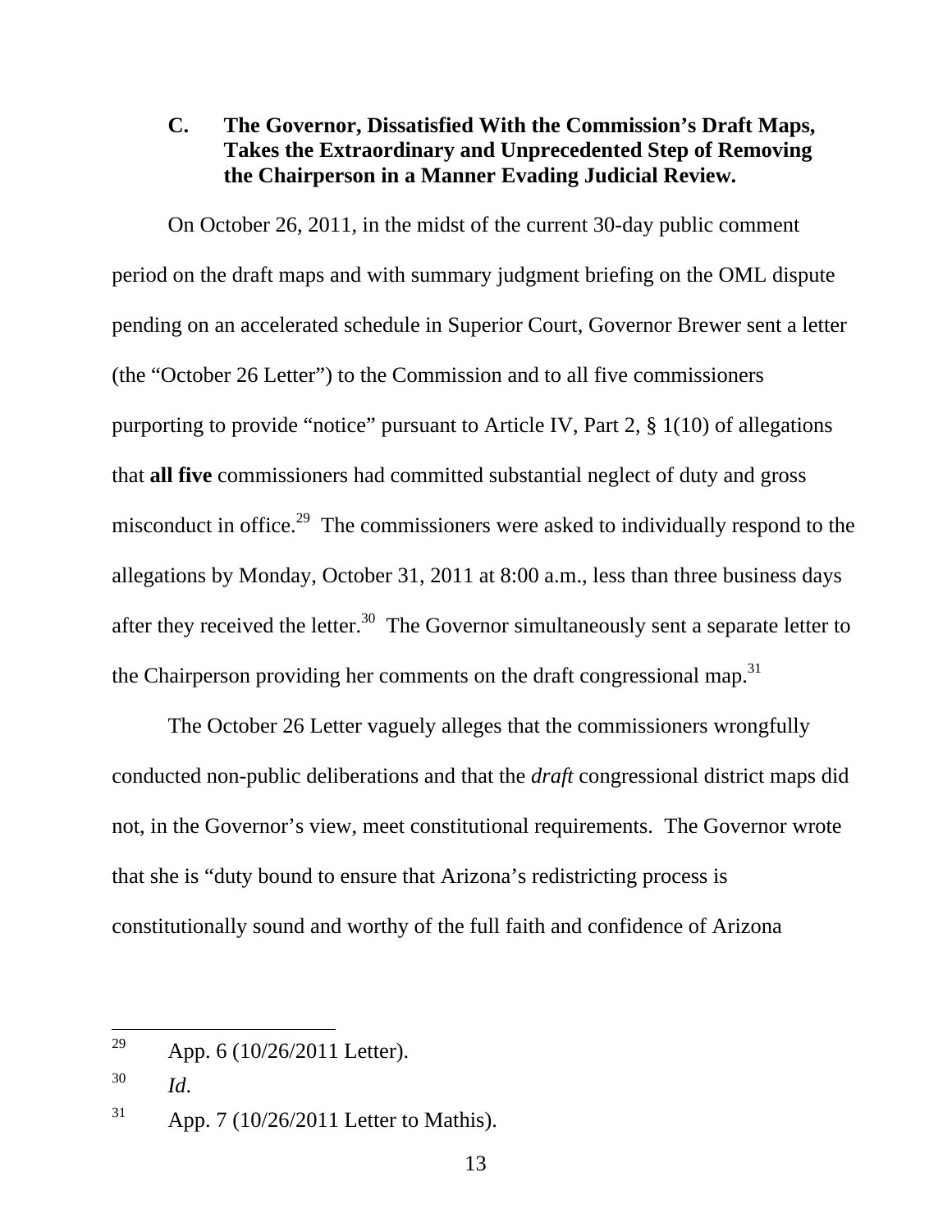### C. The Governor, Dissatisfied With the Commission's Draft Maps, Takes the Extraordinary and Unprecedented Step of Removing the Chairperson in a Manner Evading Judicial Review.

On October 26, 2011, in the midst of the current 30-day public comment period on the draft maps and with summary judgment briefing on the OML dispute pending on an accelerated schedule in Superior Court, Governor Brewer sent a letter (the "October 26 Letter") to the Commission and to all five commissioners purporting to provide "notice" pursuant to Article IV, Part 2, § 1(10) of allegations that **all five** commissioners had committed substantial neglect of duty and gross misconduct in office.[29] The commissioners were asked to individually respond to the allegations by Monday, October 31, 2011 at 8:00 a.m., less than three business days after they received the letter.[30] The Governor simultaneously sent a separate letter to the Chairperson providing her comments on the draft congressional map.[31]

The October 26 Letter vaguely alleges that the commissioners wrongfully conducted non-public deliberations and that the *draft* congressional district maps did not, in the Governor's view, meet constitutional requirements. The Governor wrote that she is "duty bound to ensure that Arizona's redistricting process is constitutionally sound and worthy of the full faith and confidence of Arizona

---

[29] App. 6 (10/26/2011 Letter).

[30] *Id.*

[31] App. 7 (10/26/2011 Letter to Mathis).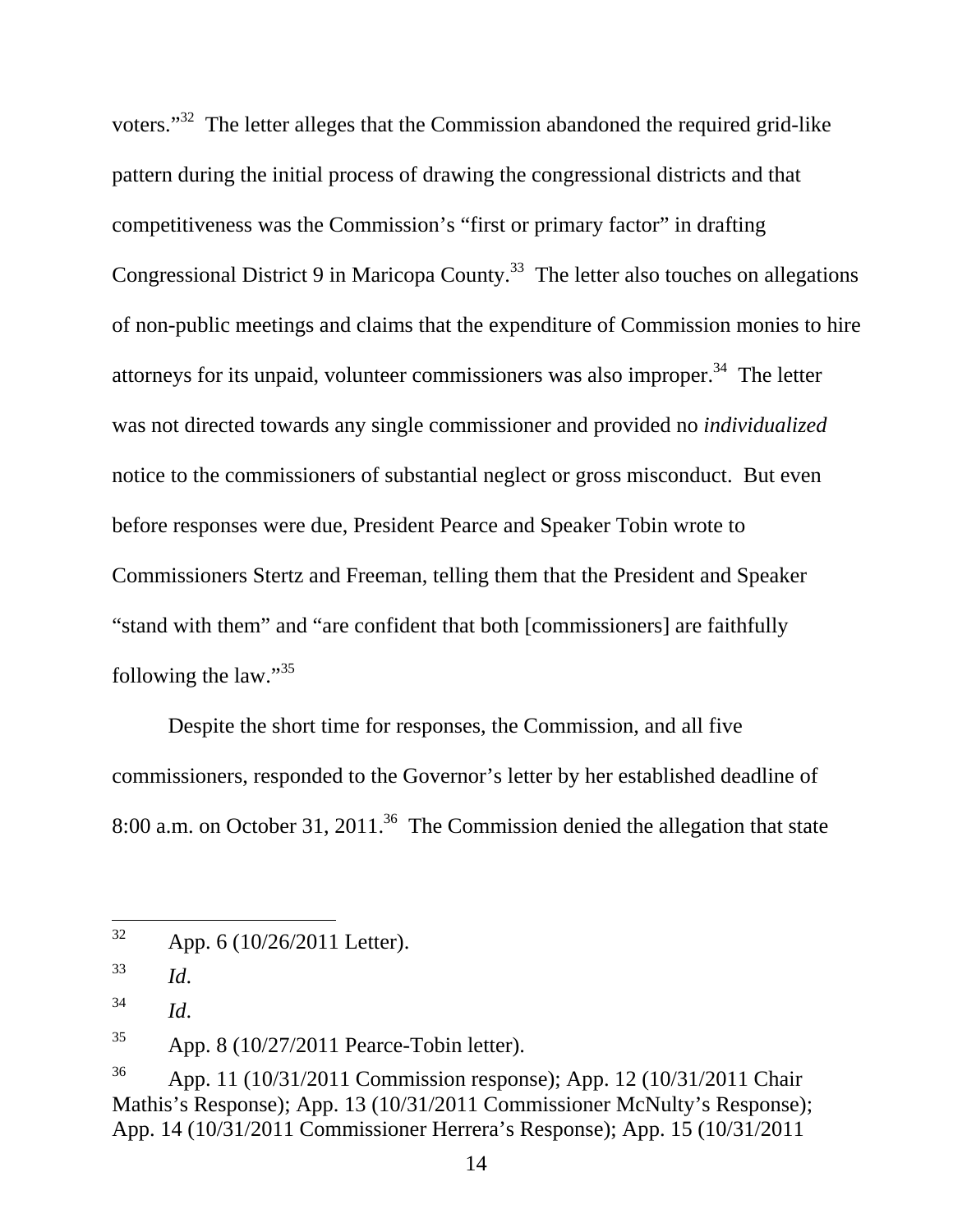voters."[32] The letter alleges that the Commission abandoned the required grid-like pattern during the initial process of drawing the congressional districts and that competitiveness was the Commission's "first or primary factor" in drafting Congressional District 9 in Maricopa County.[33] The letter also touches on allegations of non-public meetings and claims that the expenditure of Commission monies to hire attorneys for its unpaid, volunteer commissioners was also improper.[34] The letter was not directed towards any single commissioner and provided no *individualized* notice to the commissioners of substantial neglect or gross misconduct. But even before responses were due, President Pearce and Speaker Tobin wrote to Commissioners Stertz and Freeman, telling them that the President and Speaker "stand with them" and "are confident that both [commissioners] are faithfully following the law."[35]

Despite the short time for responses, the Commission, and all five commissioners, responded to the Governor's letter by her established deadline of 8:00 a.m. on October 31, 2011.[36] The Commission denied the allegation that state

---

[32] App. 6 (10/26/2011 Letter).

[33] *Id.*

[34] *Id.*

[35] App. 8 (10/27/2011 Pearce-Tobin letter).

[36] App. 11 (10/31/2011 Commission response); App. 12 (10/31/2011 Chair Mathis's Response); App. 13 (10/31/2011 Commissioner McNulty's Response); App. 14 (10/31/2011 Commissioner Herrera's Response); App. 15 (10/31/2011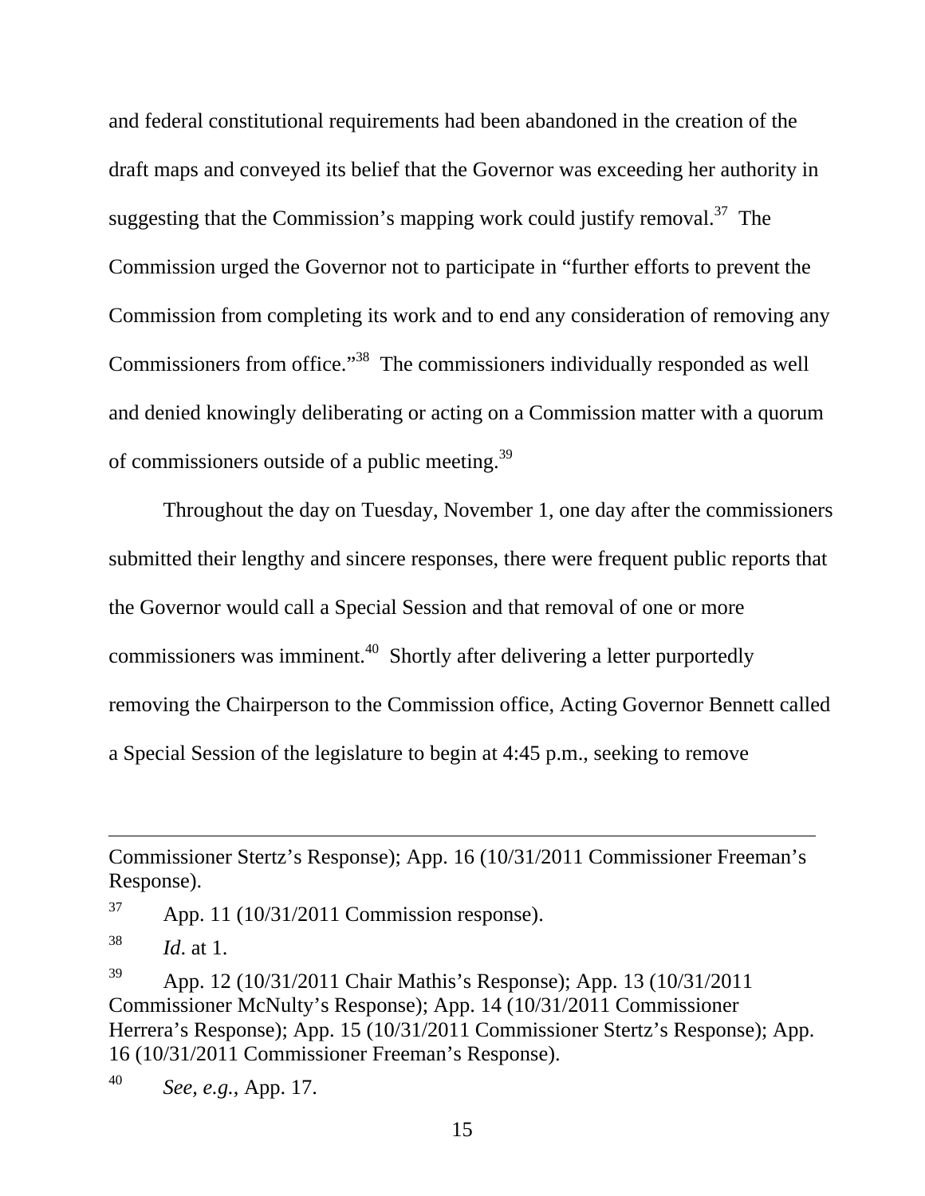and federal constitutional requirements had been abandoned in the creation of the draft maps and conveyed its belief that the Governor was exceeding her authority in suggesting that the Commission's mapping work could justify removal.[37] The Commission urged the Governor not to participate in "further efforts to prevent the Commission from completing its work and to end any consideration of removing any Commissioners from office."[38] The commissioners individually responded as well and denied knowingly deliberating or acting on a Commission matter with a quorum of commissioners outside of a public meeting.[39]

Throughout the day on Tuesday, November 1, one day after the commissioners submitted their lengthy and sincere responses, there were frequent public reports that the Governor would call a Special Session and that removal of one or more commissioners was imminent.[40] Shortly after delivering a letter purportedly removing the Chairperson to the Commission office, Acting Governor Bennett called a Special Session of the legislature to begin at 4:45 p.m., seeking to remove

---

Commissioner Stertz's Response); App. 16 (10/31/2011 Commissioner Freeman's Response).

[37] App. 11 (10/31/2011 Commission response).

[38] *Id.* at 1.

[39] App. 12 (10/31/2011 Chair Mathis's Response); App. 13 (10/31/2011 Commissioner McNulty's Response); App. 14 (10/31/2011 Commissioner Herrera's Response); App. 15 (10/31/2011 Commissioner Stertz's Response); App. 16 (10/31/2011 Commissioner Freeman's Response).

[40] *See, e.g.*, App. 17.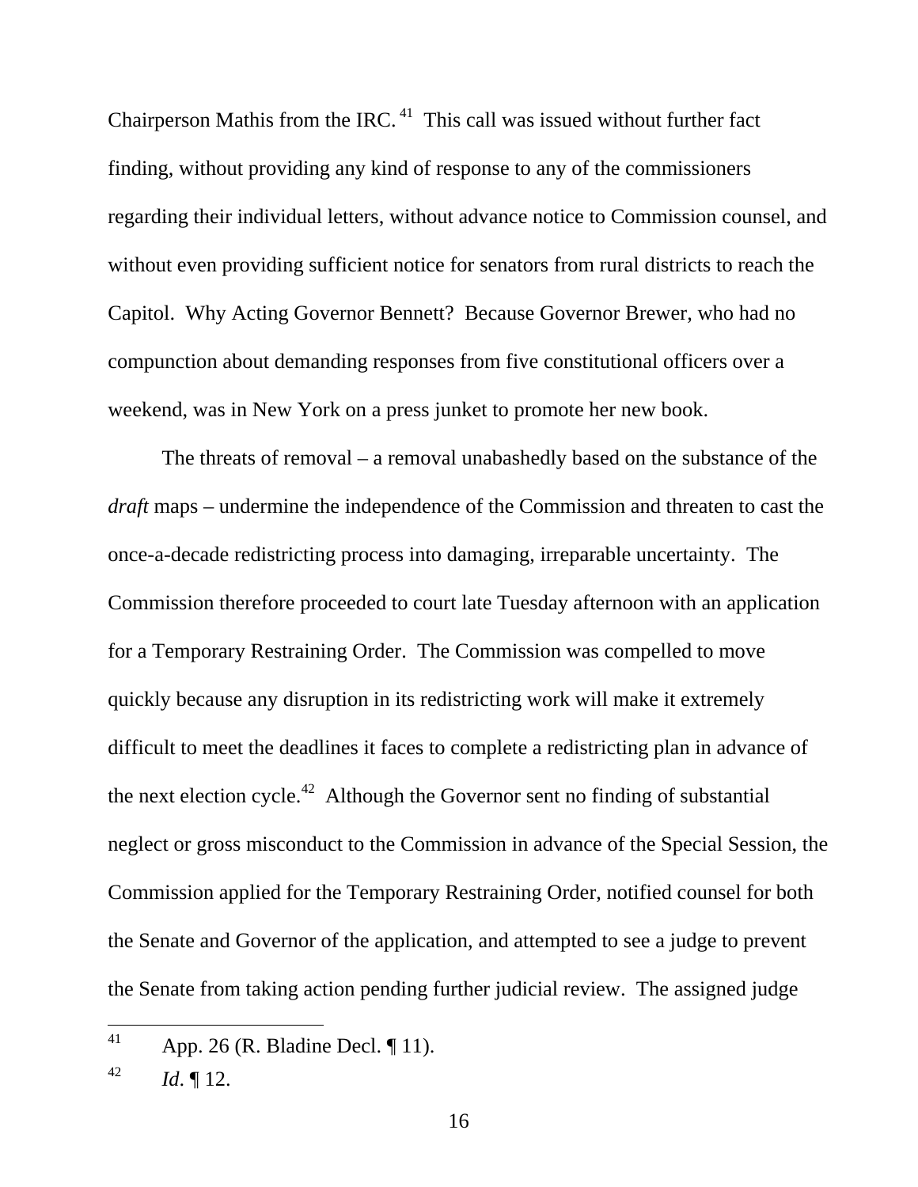Chairperson Mathis from the IRC.[41] This call was issued without further fact finding, without providing any kind of response to any of the commissioners regarding their individual letters, without advance notice to Commission counsel, and without even providing sufficient notice for senators from rural districts to reach the Capitol. Why Acting Governor Bennett? Because Governor Brewer, who had no compunction about demanding responses from five constitutional officers over a weekend, was in New York on a press junket to promote her new book.

The threats of removal – a removal unabashedly based on the substance of the *draft* maps – undermine the independence of the Commission and threaten to cast the once-a-decade redistricting process into damaging, irreparable uncertainty. The Commission therefore proceeded to court late Tuesday afternoon with an application for a Temporary Restraining Order. The Commission was compelled to move quickly because any disruption in its redistricting work will make it extremely difficult to meet the deadlines it faces to complete a redistricting plan in advance of the next election cycle.[42] Although the Governor sent no finding of substantial neglect or gross misconduct to the Commission in advance of the Special Session, the Commission applied for the Temporary Restraining Order, notified counsel for both the Senate and Governor of the application, and attempted to see a judge to prevent the Senate from taking action pending further judicial review. The assigned judge

---

[41] App. 26 (R. Bladine Decl. ¶ 11).

[42] *Id*. ¶ 12.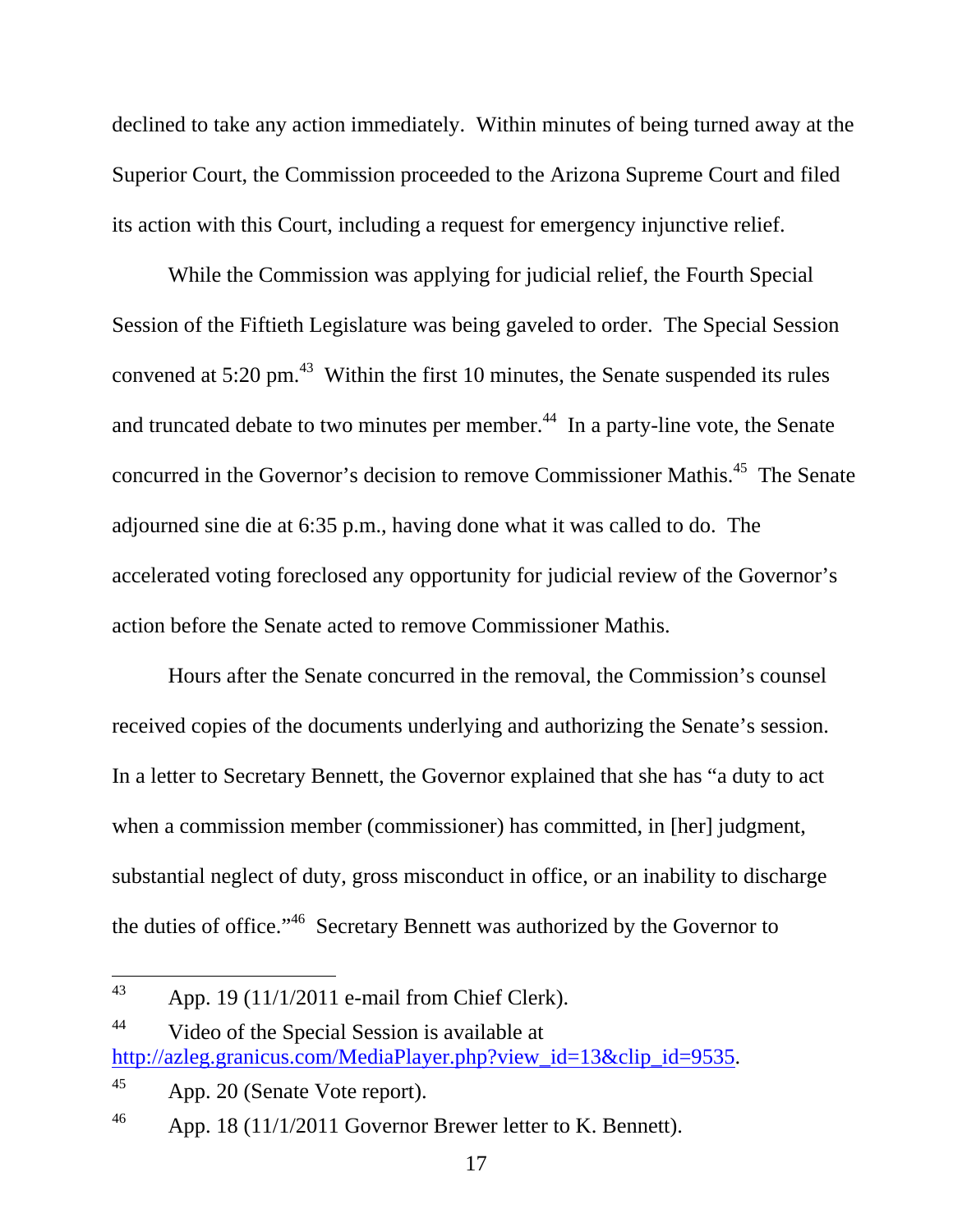declined to take any action immediately. Within minutes of being turned away at the Superior Court, the Commission proceeded to the Arizona Supreme Court and filed its action with this Court, including a request for emergency injunctive relief.

While the Commission was applying for judicial relief, the Fourth Special Session of the Fiftieth Legislature was being gaveled to order. The Special Session convened at 5:20 pm.[43] Within the first 10 minutes, the Senate suspended its rules and truncated debate to two minutes per member.[44] In a party-line vote, the Senate concurred in the Governor's decision to remove Commissioner Mathis.[45] The Senate adjourned sine die at 6:35 p.m., having done what it was called to do. The accelerated voting foreclosed any opportunity for judicial review of the Governor's action before the Senate acted to remove Commissioner Mathis.

Hours after the Senate concurred in the removal, the Commission's counsel received copies of the documents underlying and authorizing the Senate's session. In a letter to Secretary Bennett, the Governor explained that she has "a duty to act when a commission member (commissioner) has committed, in [her] judgment, substantial neglect of duty, gross misconduct in office, or an inability to discharge the duties of office."[46] Secretary Bennett was authorized by the Governor to

---

[43] App. 19 (11/1/2011 e-mail from Chief Clerk).

[44] Video of the Special Session is available at http://azleg.granicus.com/MediaPlayer.php?view_id=13&clip_id=9535.

[45] App. 20 (Senate Vote report).

[46] App. 18 (11/1/2011 Governor Brewer letter to K. Bennett).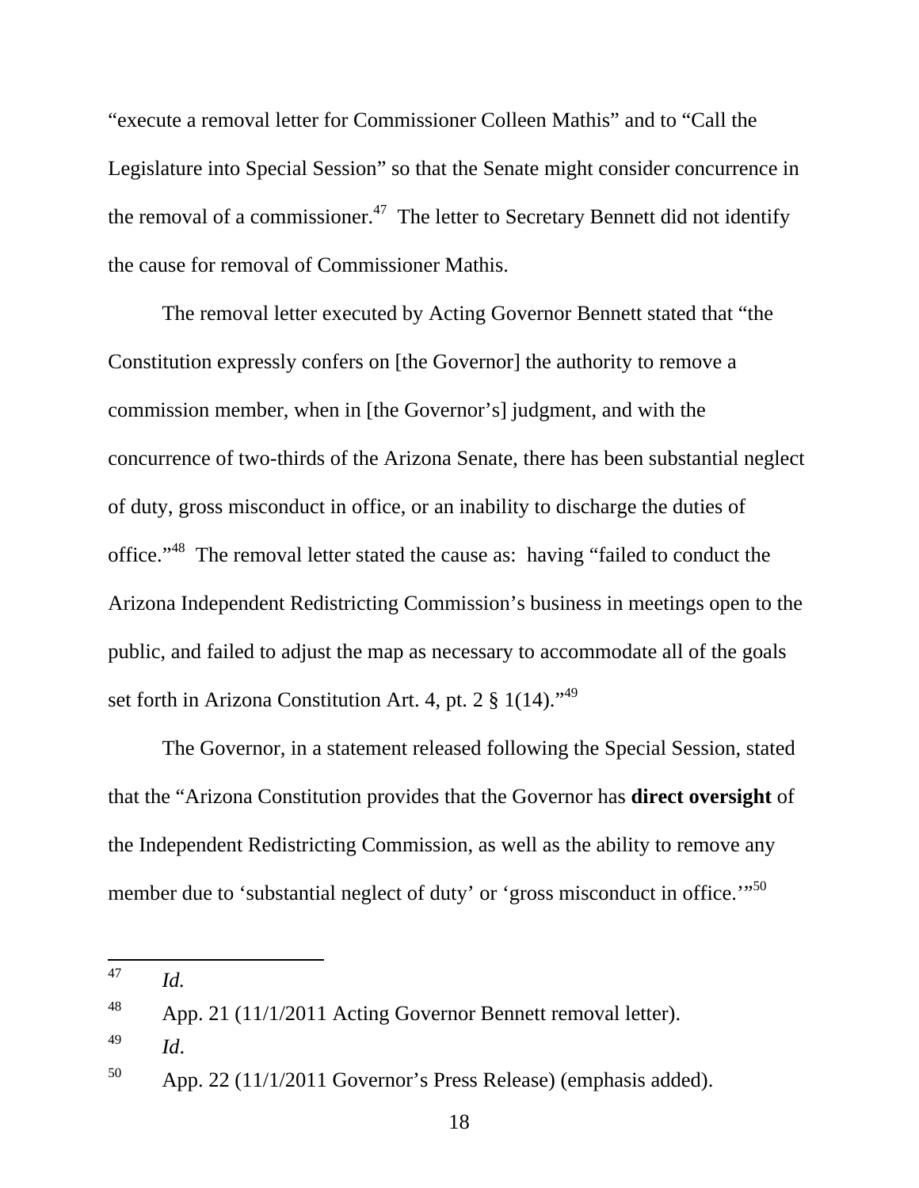"execute a removal letter for Commissioner Colleen Mathis" and to "Call the Legislature into Special Session" so that the Senate might consider concurrence in the removal of a commissioner.[47] The letter to Secretary Bennett did not identify the cause for removal of Commissioner Mathis.

The removal letter executed by Acting Governor Bennett stated that "the Constitution expressly confers on [the Governor] the authority to remove a commission member, when in [the Governor's] judgment, and with the concurrence of two-thirds of the Arizona Senate, there has been substantial neglect of duty, gross misconduct in office, or an inability to discharge the duties of office."[48] The removal letter stated the cause as: having "failed to conduct the Arizona Independent Redistricting Commission's business in meetings open to the public, and failed to adjust the map as necessary to accommodate all of the goals set forth in Arizona Constitution Art. 4, pt. 2 § 1(14)."[49]

The Governor, in a statement released following the Special Session, stated that the "Arizona Constitution provides that the Governor has **direct oversight** of the Independent Redistricting Commission, as well as the ability to remove any member due to 'substantial neglect of duty' or 'gross misconduct in office.'"[50]

---

[47] *Id.*

[48] App. 21 (11/1/2011 Acting Governor Bennett removal letter).

[49] *Id.*

[50] App. 22 (11/1/2011 Governor's Press Release) (emphasis added).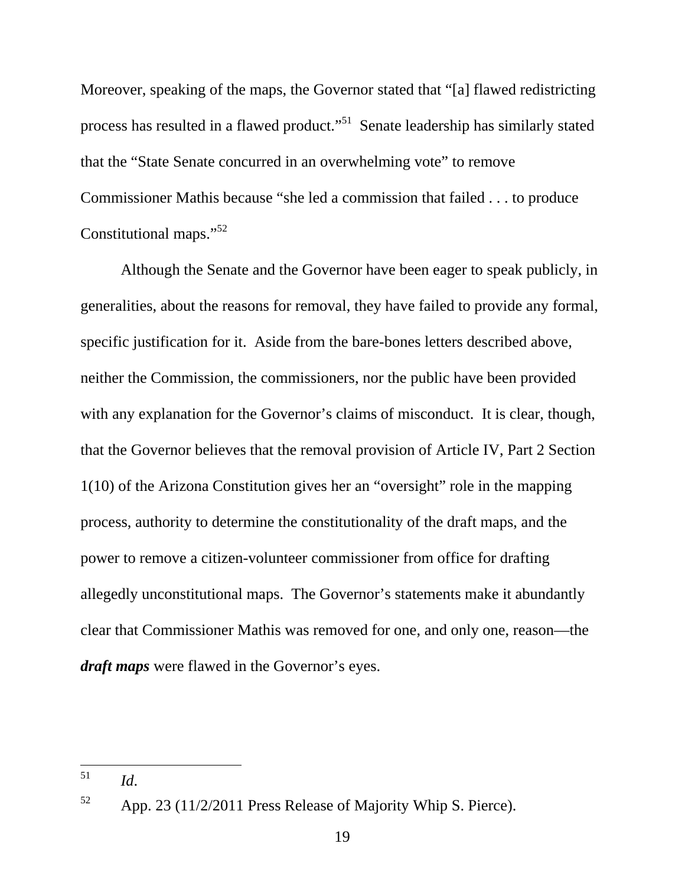Moreover, speaking of the maps, the Governor stated that "[a] flawed redistricting process has resulted in a flawed product."[51] Senate leadership has similarly stated that the "State Senate concurred in an overwhelming vote" to remove Commissioner Mathis because "she led a commission that failed . . . to produce Constitutional maps."[52]

Although the Senate and the Governor have been eager to speak publicly, in generalities, about the reasons for removal, they have failed to provide any formal, specific justification for it. Aside from the bare-bones letters described above, neither the Commission, the commissioners, nor the public have been provided with any explanation for the Governor's claims of misconduct. It is clear, though, that the Governor believes that the removal provision of Article IV, Part 2 Section 1(10) of the Arizona Constitution gives her an "oversight" role in the mapping process, authority to determine the constitutionality of the draft maps, and the power to remove a citizen-volunteer commissioner from office for drafting allegedly unconstitutional maps. The Governor's statements make it abundantly clear that Commissioner Mathis was removed for one, and only one, reason—the ***draft maps*** were flawed in the Governor's eyes.

---

[51] *Id.*

[52] App. 23 (11/2/2011 Press Release of Majority Whip S. Pierce).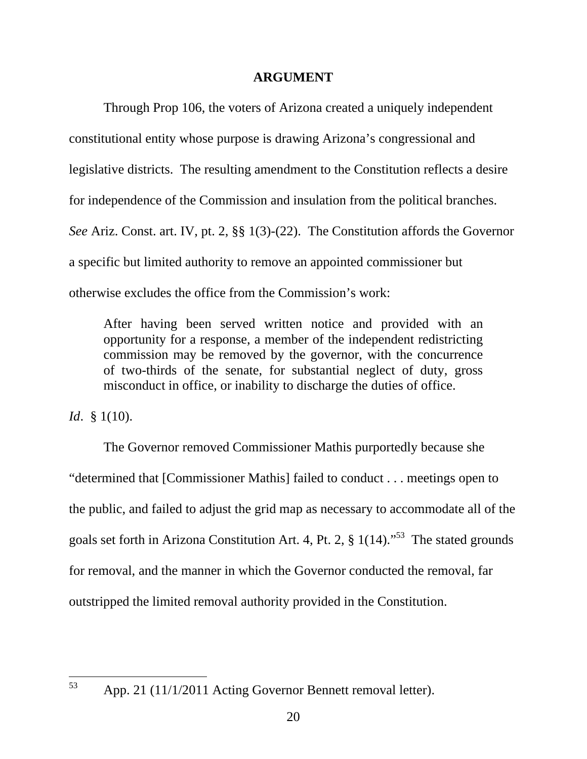## ARGUMENT

Through Prop 106, the voters of Arizona created a uniquely independent constitutional entity whose purpose is drawing Arizona's congressional and legislative districts. The resulting amendment to the Constitution reflects a desire for independence of the Commission and insulation from the political branches. *See* Ariz. Const. art. IV, pt. 2, §§ 1(3)-(22). The Constitution affords the Governor a specific but limited authority to remove an appointed commissioner but otherwise excludes the office from the Commission's work:

> After having been served written notice and provided with an opportunity for a response, a member of the independent redistricting commission may be removed by the governor, with the concurrence of two-thirds of the senate, for substantial neglect of duty, gross misconduct in office, or inability to discharge the duties of office.

*Id*. § 1(10).

The Governor removed Commissioner Mathis purportedly because she "determined that [Commissioner Mathis] failed to conduct . . . meetings open to the public, and failed to adjust the grid map as necessary to accommodate all of the goals set forth in Arizona Constitution Art. 4, Pt. 2, § 1(14)."[53] The stated grounds for removal, and the manner in which the Governor conducted the removal, far outstripped the limited removal authority provided in the Constitution.

---

[53] App. 21 (11/1/2011 Acting Governor Bennett removal letter).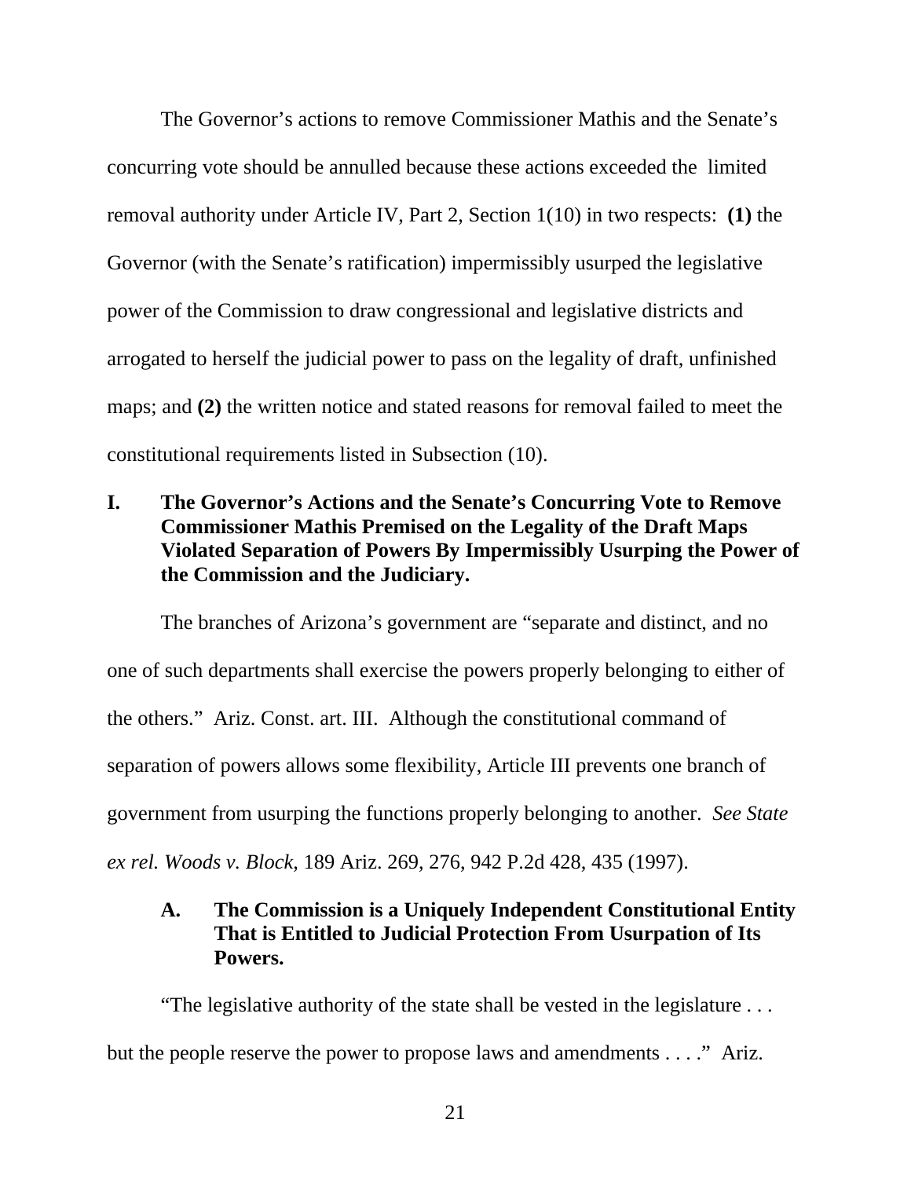The Governor's actions to remove Commissioner Mathis and the Senate's concurring vote should be annulled because these actions exceeded the limited removal authority under Article IV, Part 2, Section 1(10) in two respects: **(1)** the Governor (with the Senate's ratification) impermissibly usurped the legislative power of the Commission to draw congressional and legislative districts and arrogated to herself the judicial power to pass on the legality of draft, unfinished maps; and **(2)** the written notice and stated reasons for removal failed to meet the constitutional requirements listed in Subsection (10).

## I. The Governor's Actions and the Senate's Concurring Vote to Remove Commissioner Mathis Premised on the Legality of the Draft Maps Violated Separation of Powers By Impermissibly Usurping the Power of the Commission and the Judiciary.

The branches of Arizona's government are "separate and distinct, and no one of such departments shall exercise the powers properly belonging to either of the others." Ariz. Const. art. III. Although the constitutional command of separation of powers allows some flexibility, Article III prevents one branch of government from usurping the functions properly belonging to another. *See State ex rel. Woods v. Block*, 189 Ariz. 269, 276, 942 P.2d 428, 435 (1997).

### A. The Commission is a Uniquely Independent Constitutional Entity That is Entitled to Judicial Protection From Usurpation of Its Powers.

"The legislative authority of the state shall be vested in the legislature . . . but the people reserve the power to propose laws and amendments . . . ." Ariz.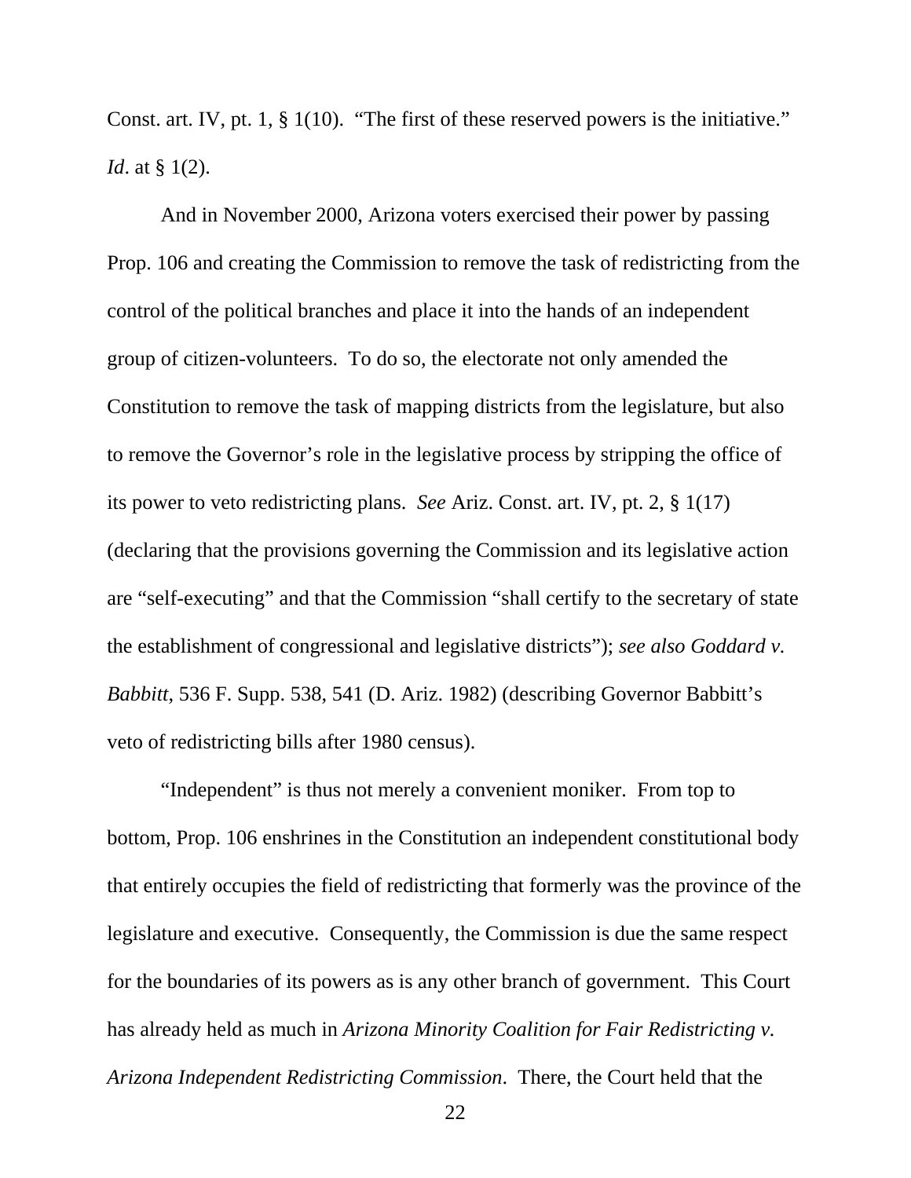Const. art. IV, pt. 1, § 1(10). "The first of these reserved powers is the initiative." *Id*. at § 1(2).

And in November 2000, Arizona voters exercised their power by passing Prop. 106 and creating the Commission to remove the task of redistricting from the control of the political branches and place it into the hands of an independent group of citizen-volunteers. To do so, the electorate not only amended the Constitution to remove the task of mapping districts from the legislature, but also to remove the Governor's role in the legislative process by stripping the office of its power to veto redistricting plans. *See* Ariz. Const. art. IV, pt. 2, § 1(17) (declaring that the provisions governing the Commission and its legislative action are "self-executing" and that the Commission "shall certify to the secretary of state the establishment of congressional and legislative districts"); *see also Goddard v. Babbitt*, 536 F. Supp. 538, 541 (D. Ariz. 1982) (describing Governor Babbitt's veto of redistricting bills after 1980 census).

"Independent" is thus not merely a convenient moniker. From top to bottom, Prop. 106 enshrines in the Constitution an independent constitutional body that entirely occupies the field of redistricting that formerly was the province of the legislature and executive. Consequently, the Commission is due the same respect for the boundaries of its powers as is any other branch of government. This Court has already held as much in *Arizona Minority Coalition for Fair Redistricting v. Arizona Independent Redistricting Commission*. There, the Court held that the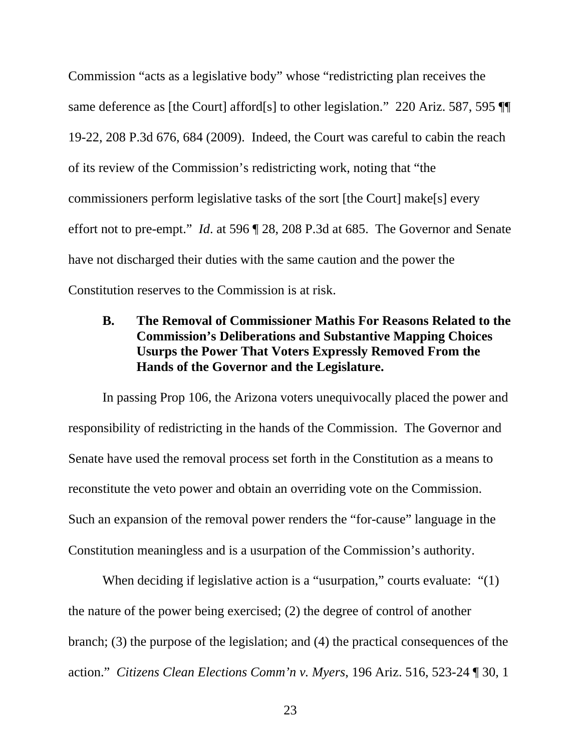Commission "acts as a legislative body" whose "redistricting plan receives the same deference as [the Court] afford[s] to other legislation." 220 Ariz. 587, 595 ¶¶ 19-22, 208 P.3d 676, 684 (2009). Indeed, the Court was careful to cabin the reach of its review of the Commission's redistricting work, noting that "the commissioners perform legislative tasks of the sort [the Court] make[s] every effort not to pre-empt." *Id*. at 596 ¶ 28, 208 P.3d at 685. The Governor and Senate have not discharged their duties with the same caution and the power the Constitution reserves to the Commission is at risk.

### B. The Removal of Commissioner Mathis For Reasons Related to the Commission's Deliberations and Substantive Mapping Choices Usurps the Power That Voters Expressly Removed From the Hands of the Governor and the Legislature.

In passing Prop 106, the Arizona voters unequivocally placed the power and responsibility of redistricting in the hands of the Commission. The Governor and Senate have used the removal process set forth in the Constitution as a means to reconstitute the veto power and obtain an overriding vote on the Commission. Such an expansion of the removal power renders the "for-cause" language in the Constitution meaningless and is a usurpation of the Commission's authority.

When deciding if legislative action is a "usurpation," courts evaluate: "(1) the nature of the power being exercised; (2) the degree of control of another branch; (3) the purpose of the legislation; and (4) the practical consequences of the action." *Citizens Clean Elections Comm'n v. Myers*, 196 Ariz. 516, 523-24 ¶ 30, 1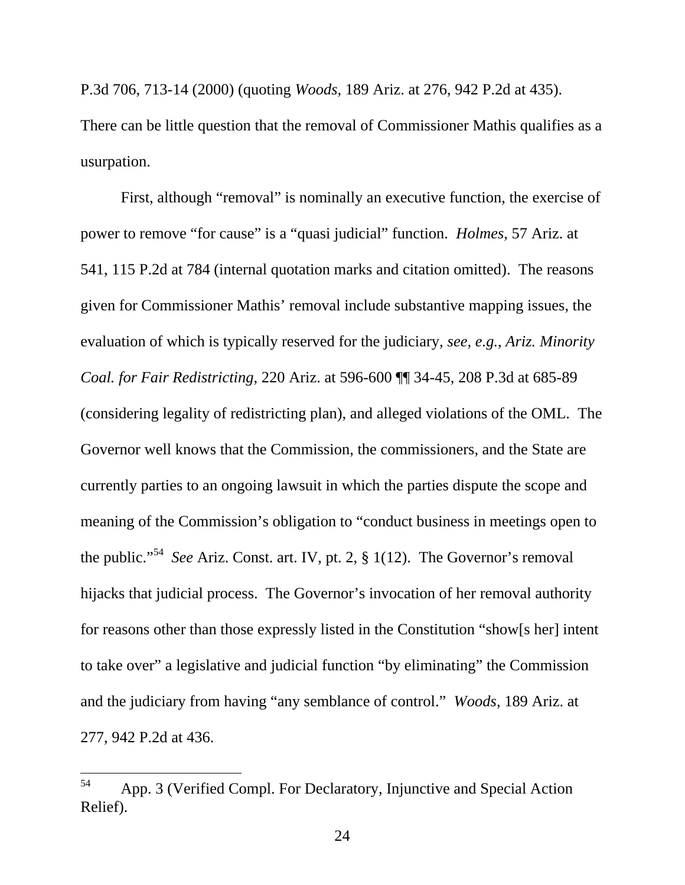P.3d 706, 713-14 (2000) (quoting *Woods*, 189 Ariz. at 276, 942 P.2d at 435). There can be little question that the removal of Commissioner Mathis qualifies as a usurpation.

First, although "removal" is nominally an executive function, the exercise of power to remove "for cause" is a "quasi judicial" function. *Holmes*, 57 Ariz. at 541, 115 P.2d at 784 (internal quotation marks and citation omitted). The reasons given for Commissioner Mathis' removal include substantive mapping issues, the evaluation of which is typically reserved for the judiciary, *see, e.g.*, *Ariz. Minority Coal. for Fair Redistricting*, 220 Ariz. at 596-600 ¶¶ 34-45, 208 P.3d at 685-89 (considering legality of redistricting plan), and alleged violations of the OML. The Governor well knows that the Commission, the commissioners, and the State are currently parties to an ongoing lawsuit in which the parties dispute the scope and meaning of the Commission's obligation to "conduct business in meetings open to the public."[54] *See* Ariz. Const. art. IV, pt. 2, § 1(12). The Governor's removal hijacks that judicial process. The Governor's invocation of her removal authority for reasons other than those expressly listed in the Constitution "show[s her] intent to take over" a legislative and judicial function "by eliminating" the Commission and the judiciary from having "any semblance of control." *Woods*, 189 Ariz. at 277, 942 P.2d at 436.

---

[54] App. 3 (Verified Compl. For Declaratory, Injunctive and Special Action Relief).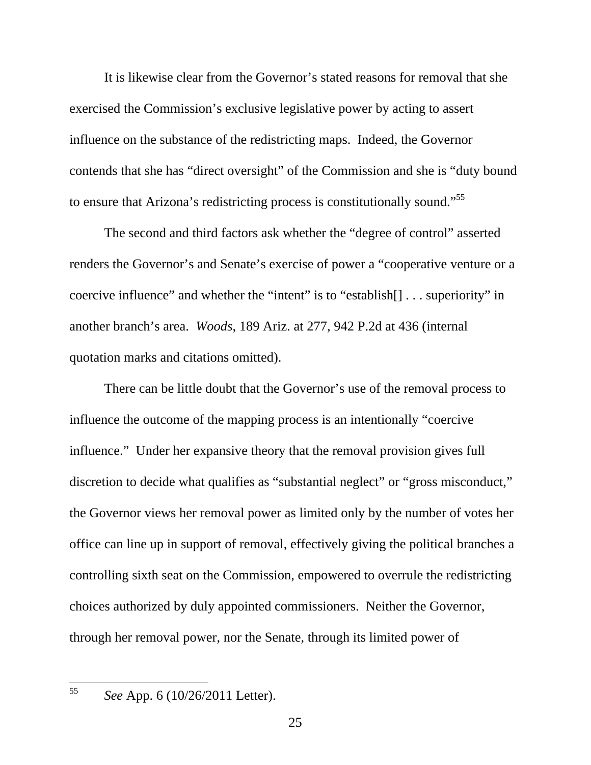It is likewise clear from the Governor's stated reasons for removal that she exercised the Commission's exclusive legislative power by acting to assert influence on the substance of the redistricting maps. Indeed, the Governor contends that she has "direct oversight" of the Commission and she is "duty bound to ensure that Arizona's redistricting process is constitutionally sound."[55]

The second and third factors ask whether the "degree of control" asserted renders the Governor's and Senate's exercise of power a "cooperative venture or a coercive influence" and whether the "intent" is to "establish[] . . . superiority" in another branch's area. *Woods*, 189 Ariz. at 277, 942 P.2d at 436 (internal quotation marks and citations omitted).

There can be little doubt that the Governor's use of the removal process to influence the outcome of the mapping process is an intentionally "coercive influence." Under her expansive theory that the removal provision gives full discretion to decide what qualifies as "substantial neglect" or "gross misconduct," the Governor views her removal power as limited only by the number of votes her office can line up in support of removal, effectively giving the political branches a controlling sixth seat on the Commission, empowered to overrule the redistricting choices authorized by duly appointed commissioners. Neither the Governor, through her removal power, nor the Senate, through its limited power of

---

[55] *See* App. 6 (10/26/2011 Letter).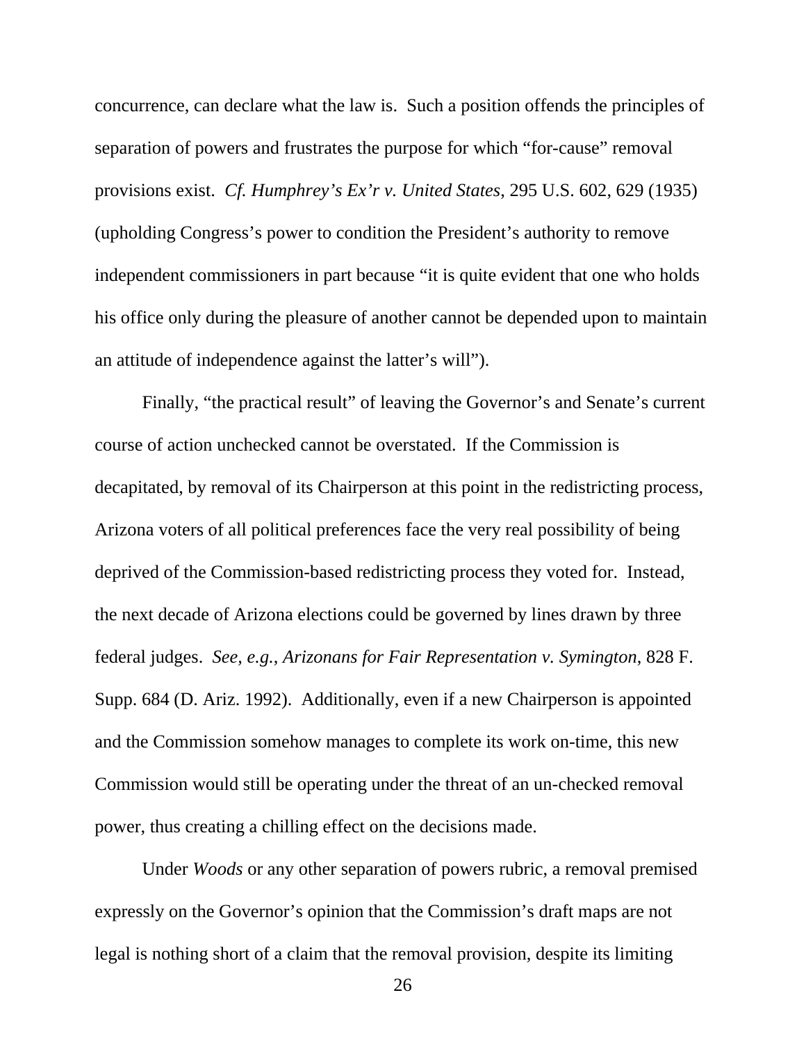concurrence, can declare what the law is. Such a position offends the principles of separation of powers and frustrates the purpose for which "for-cause" removal provisions exist. *Cf. Humphrey's Ex'r v. United States*, 295 U.S. 602, 629 (1935) (upholding Congress's power to condition the President's authority to remove independent commissioners in part because "it is quite evident that one who holds his office only during the pleasure of another cannot be depended upon to maintain an attitude of independence against the latter's will").

Finally, "the practical result" of leaving the Governor's and Senate's current course of action unchecked cannot be overstated. If the Commission is decapitated, by removal of its Chairperson at this point in the redistricting process, Arizona voters of all political preferences face the very real possibility of being deprived of the Commission-based redistricting process they voted for. Instead, the next decade of Arizona elections could be governed by lines drawn by three federal judges. *See, e.g.*, *Arizonans for Fair Representation v. Symington*, 828 F. Supp. 684 (D. Ariz. 1992). Additionally, even if a new Chairperson is appointed and the Commission somehow manages to complete its work on-time, this new Commission would still be operating under the threat of an un-checked removal power, thus creating a chilling effect on the decisions made.

Under *Woods* or any other separation of powers rubric, a removal premised expressly on the Governor's opinion that the Commission's draft maps are not legal is nothing short of a claim that the removal provision, despite its limiting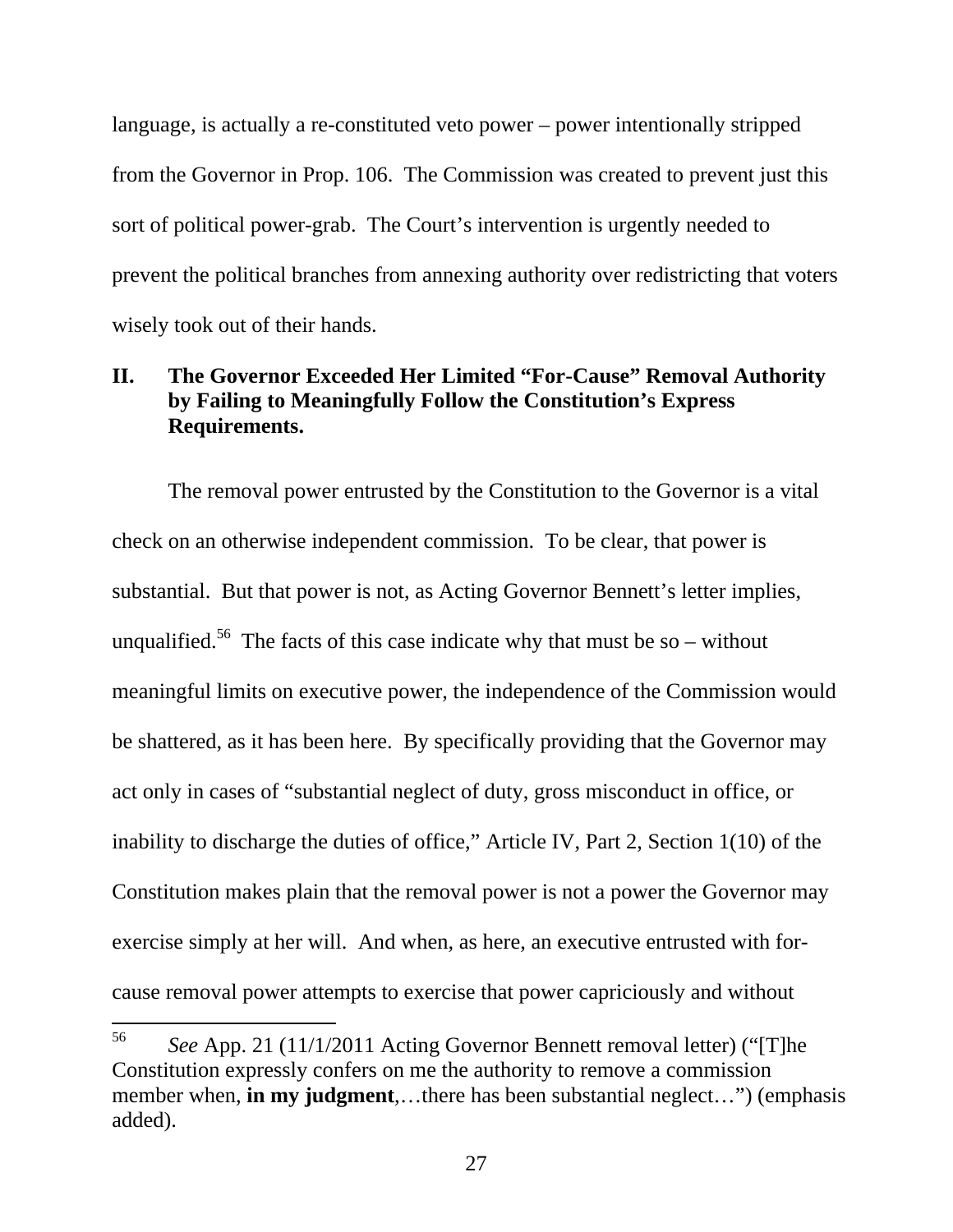language, is actually a re-constituted veto power – power intentionally stripped from the Governor in Prop. 106. The Commission was created to prevent just this sort of political power-grab. The Court's intervention is urgently needed to prevent the political branches from annexing authority over redistricting that voters wisely took out of their hands.

## II. The Governor Exceeded Her Limited "For-Cause" Removal Authority by Failing to Meaningfully Follow the Constitution's Express Requirements.

The removal power entrusted by the Constitution to the Governor is a vital check on an otherwise independent commission. To be clear, that power is substantial. But that power is not, as Acting Governor Bennett's letter implies, unqualified.[56] The facts of this case indicate why that must be so – without meaningful limits on executive power, the independence of the Commission would be shattered, as it has been here. By specifically providing that the Governor may act only in cases of "substantial neglect of duty, gross misconduct in office, or inability to discharge the duties of office," Article IV, Part 2, Section 1(10) of the Constitution makes plain that the removal power is not a power the Governor may exercise simply at her will. And when, as here, an executive entrusted with for-cause removal power attempts to exercise that power capriciously and without

[56] *See* App. 21 (11/1/2011 Acting Governor Bennett removal letter) ("[T]he Constitution expressly confers on me the authority to remove a commission member when, **in my judgment**,…there has been substantial neglect…") (emphasis added).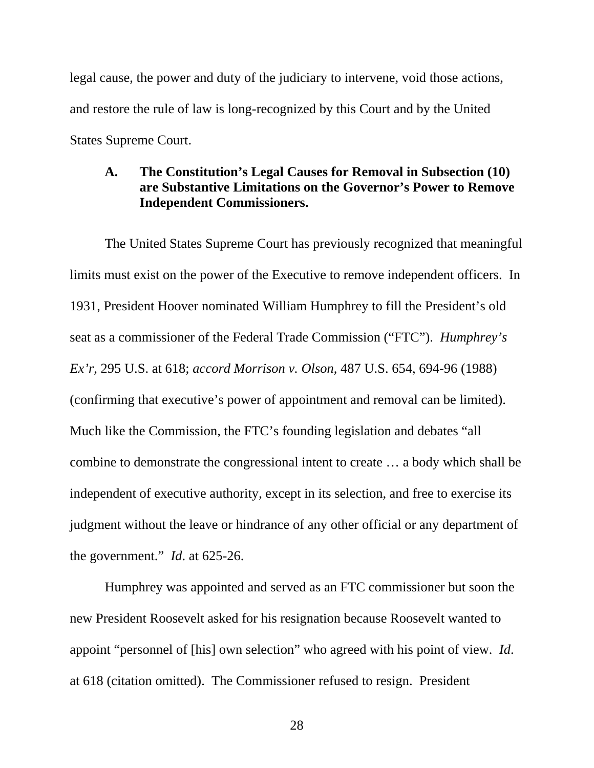legal cause, the power and duty of the judiciary to intervene, void those actions, and restore the rule of law is long-recognized by this Court and by the United States Supreme Court.

### A. The Constitution's Legal Causes for Removal in Subsection (10) are Substantive Limitations on the Governor's Power to Remove Independent Commissioners.

The United States Supreme Court has previously recognized that meaningful limits must exist on the power of the Executive to remove independent officers. In 1931, President Hoover nominated William Humphrey to fill the President's old seat as a commissioner of the Federal Trade Commission ("FTC"). *Humphrey's Ex'r*, 295 U.S. at 618; *accord Morrison v. Olson*, 487 U.S. 654, 694-96 (1988) (confirming that executive's power of appointment and removal can be limited). Much like the Commission, the FTC's founding legislation and debates "all combine to demonstrate the congressional intent to create … a body which shall be independent of executive authority, except in its selection, and free to exercise its judgment without the leave or hindrance of any other official or any department of the government." *Id*. at 625-26.

Humphrey was appointed and served as an FTC commissioner but soon the new President Roosevelt asked for his resignation because Roosevelt wanted to appoint "personnel of [his] own selection" who agreed with his point of view. *Id*. at 618 (citation omitted). The Commissioner refused to resign. President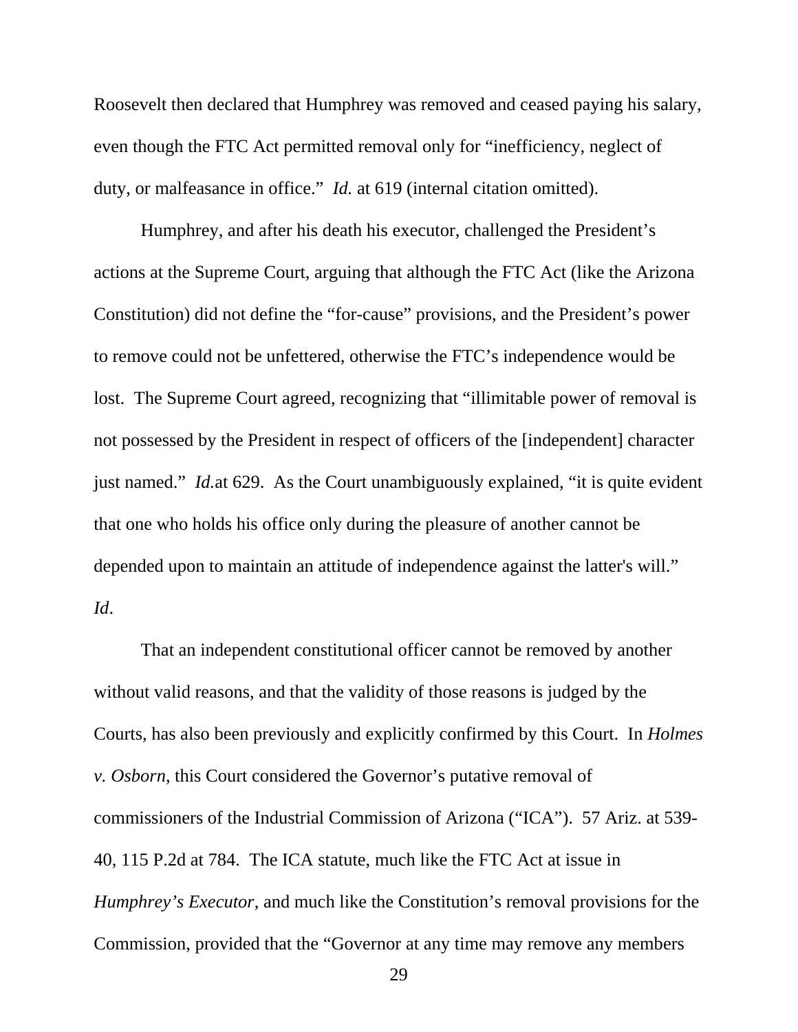Roosevelt then declared that Humphrey was removed and ceased paying his salary, even though the FTC Act permitted removal only for "inefficiency, neglect of duty, or malfeasance in office." *Id.* at 619 (internal citation omitted).

Humphrey, and after his death his executor, challenged the President's actions at the Supreme Court, arguing that although the FTC Act (like the Arizona Constitution) did not define the "for-cause" provisions, and the President's power to remove could not be unfettered, otherwise the FTC's independence would be lost. The Supreme Court agreed, recognizing that "illimitable power of removal is not possessed by the President in respect of officers of the [independent] character just named." *Id.*at 629. As the Court unambiguously explained, "it is quite evident that one who holds his office only during the pleasure of another cannot be depended upon to maintain an attitude of independence against the latter's will." *Id*.

That an independent constitutional officer cannot be removed by another without valid reasons, and that the validity of those reasons is judged by the Courts, has also been previously and explicitly confirmed by this Court. In *Holmes v. Osborn*, this Court considered the Governor's putative removal of commissioners of the Industrial Commission of Arizona ("ICA"). 57 Ariz. at 539-40, 115 P.2d at 784. The ICA statute, much like the FTC Act at issue in *Humphrey's Executor*, and much like the Constitution's removal provisions for the Commission, provided that the "Governor at any time may remove any members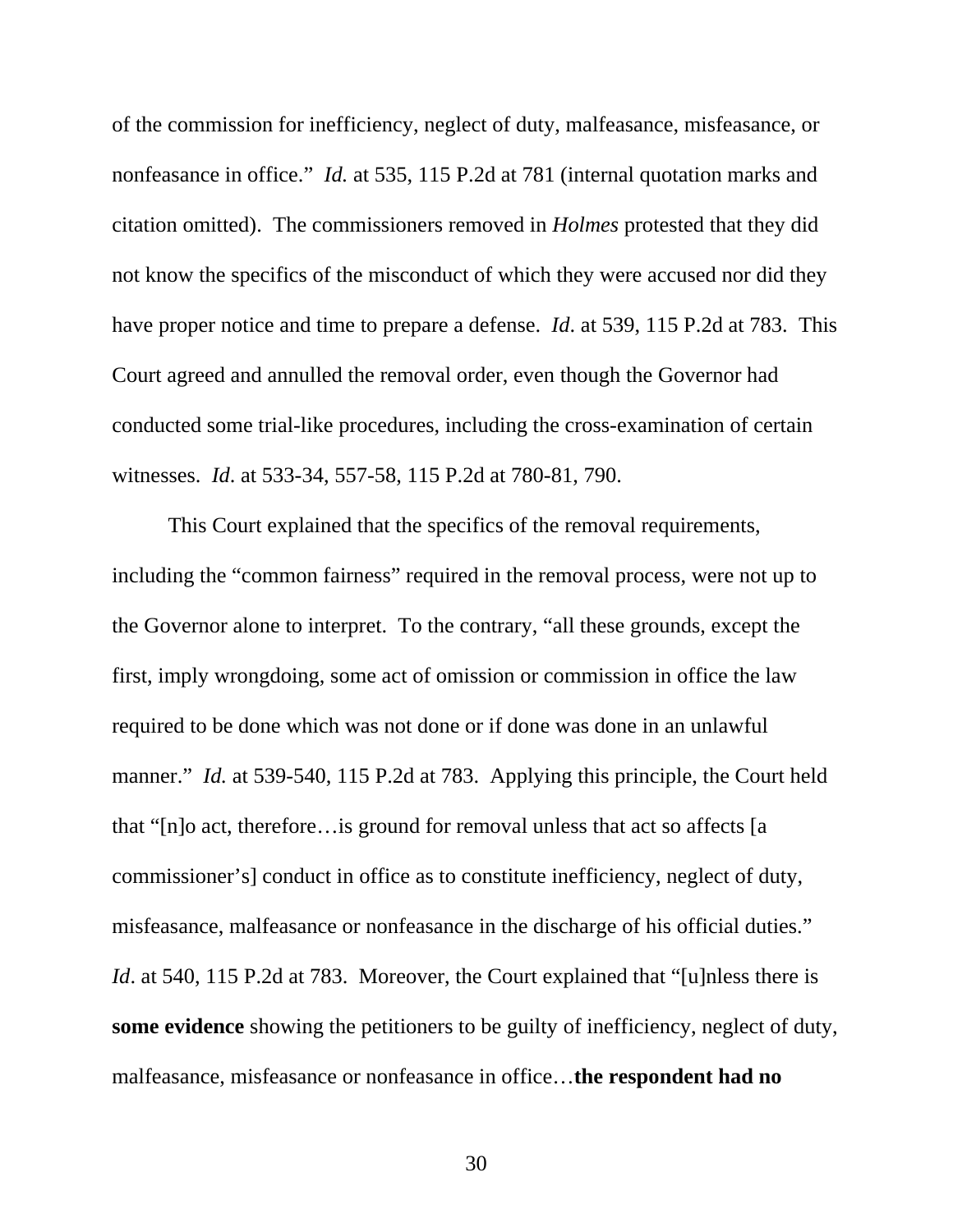of the commission for inefficiency, neglect of duty, malfeasance, misfeasance, or nonfeasance in office." *Id.* at 535, 115 P.2d at 781 (internal quotation marks and citation omitted). The commissioners removed in *Holmes* protested that they did not know the specifics of the misconduct of which they were accused nor did they have proper notice and time to prepare a defense. *Id*. at 539, 115 P.2d at 783. This Court agreed and annulled the removal order, even though the Governor had conducted some trial-like procedures, including the cross-examination of certain witnesses. *Id*. at 533-34, 557-58, 115 P.2d at 780-81, 790.

This Court explained that the specifics of the removal requirements, including the "common fairness" required in the removal process, were not up to the Governor alone to interpret. To the contrary, "all these grounds, except the first, imply wrongdoing, some act of omission or commission in office the law required to be done which was not done or if done was done in an unlawful manner." *Id.* at 539-540, 115 P.2d at 783. Applying this principle, the Court held that "[n]o act, therefore…is ground for removal unless that act so affects [a commissioner's] conduct in office as to constitute inefficiency, neglect of duty, misfeasance, malfeasance or nonfeasance in the discharge of his official duties." *Id*. at 540, 115 P.2d at 783. Moreover, the Court explained that "[u]nless there is **some evidence** showing the petitioners to be guilty of inefficiency, neglect of duty, malfeasance, misfeasance or nonfeasance in office…**the respondent had no**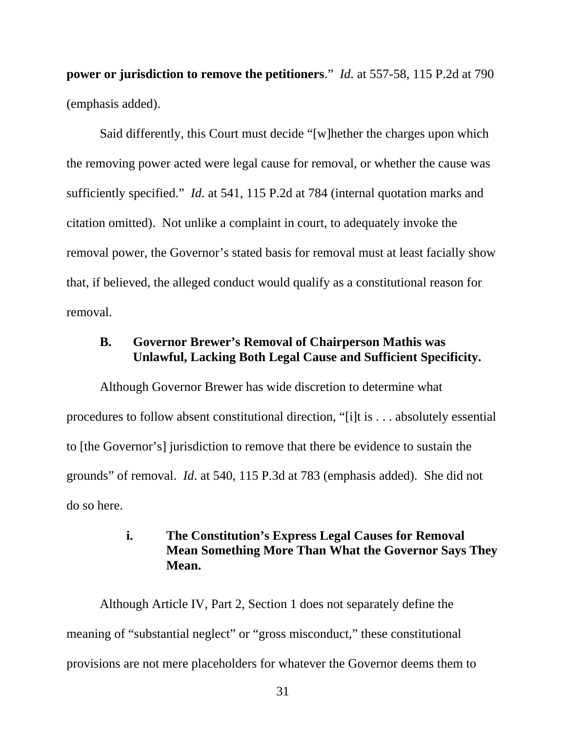**power or jurisdiction to remove the petitioners**." *Id.* at 557-58, 115 P.2d at 790 (emphasis added).

Said differently, this Court must decide "[w]hether the charges upon which the removing power acted were legal cause for removal, or whether the cause was sufficiently specified." *Id*. at 541, 115 P.2d at 784 (internal quotation marks and citation omitted). Not unlike a complaint in court, to adequately invoke the removal power, the Governor's stated basis for removal must at least facially show that, if believed, the alleged conduct would qualify as a constitutional reason for removal.

### B. Governor Brewer's Removal of Chairperson Mathis was Unlawful, Lacking Both Legal Cause and Sufficient Specificity.

Although Governor Brewer has wide discretion to determine what procedures to follow absent constitutional direction, "[i]t is . . . absolutely essential to [the Governor's] jurisdiction to remove that there be evidence to sustain the grounds" of removal. *Id*. at 540, 115 P.3d at 783 (emphasis added). She did not do so here.

#### i. The Constitution's Express Legal Causes for Removal Mean Something More Than What the Governor Says They Mean.

Although Article IV, Part 2, Section 1 does not separately define the meaning of "substantial neglect" or "gross misconduct," these constitutional provisions are not mere placeholders for whatever the Governor deems them to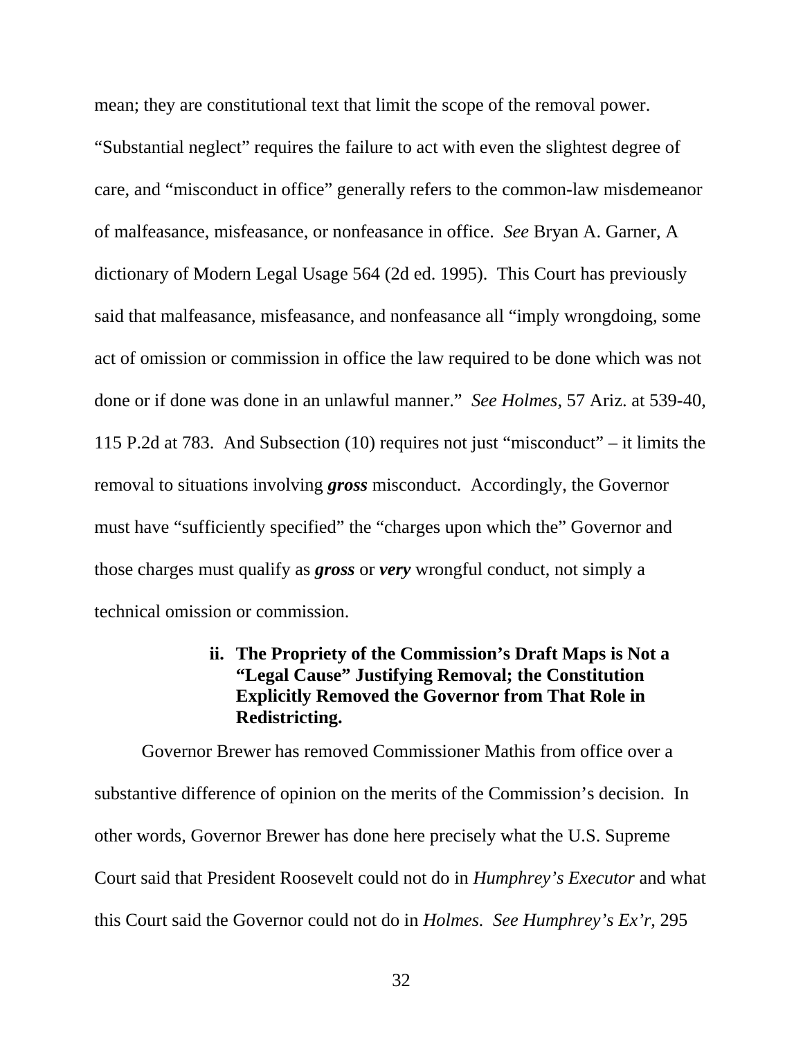mean; they are constitutional text that limit the scope of the removal power. "Substantial neglect" requires the failure to act with even the slightest degree of care, and "misconduct in office" generally refers to the common-law misdemeanor of malfeasance, misfeasance, or nonfeasance in office. *See* Bryan A. Garner, A dictionary of Modern Legal Usage 564 (2d ed. 1995). This Court has previously said that malfeasance, misfeasance, and nonfeasance all "imply wrongdoing, some act of omission or commission in office the law required to be done which was not done or if done was done in an unlawful manner." *See Holmes*, 57 Ariz. at 539-40, 115 P.2d at 783. And Subsection (10) requires not just "misconduct" – it limits the removal to situations involving ***gross*** misconduct. Accordingly, the Governor must have "sufficiently specified" the "charges upon which the" Governor and those charges must qualify as ***gross*** or ***very*** wrongful conduct, not simply a technical omission or commission.

**ii. The Propriety of the Commission's Draft Maps is Not a "Legal Cause" Justifying Removal; the Constitution Explicitly Removed the Governor from That Role in Redistricting.**

Governor Brewer has removed Commissioner Mathis from office over a substantive difference of opinion on the merits of the Commission's decision. In other words, Governor Brewer has done here precisely what the U.S. Supreme Court said that President Roosevelt could not do in *Humphrey's Executor* and what this Court said the Governor could not do in *Holmes. See Humphrey's Ex'r*, 295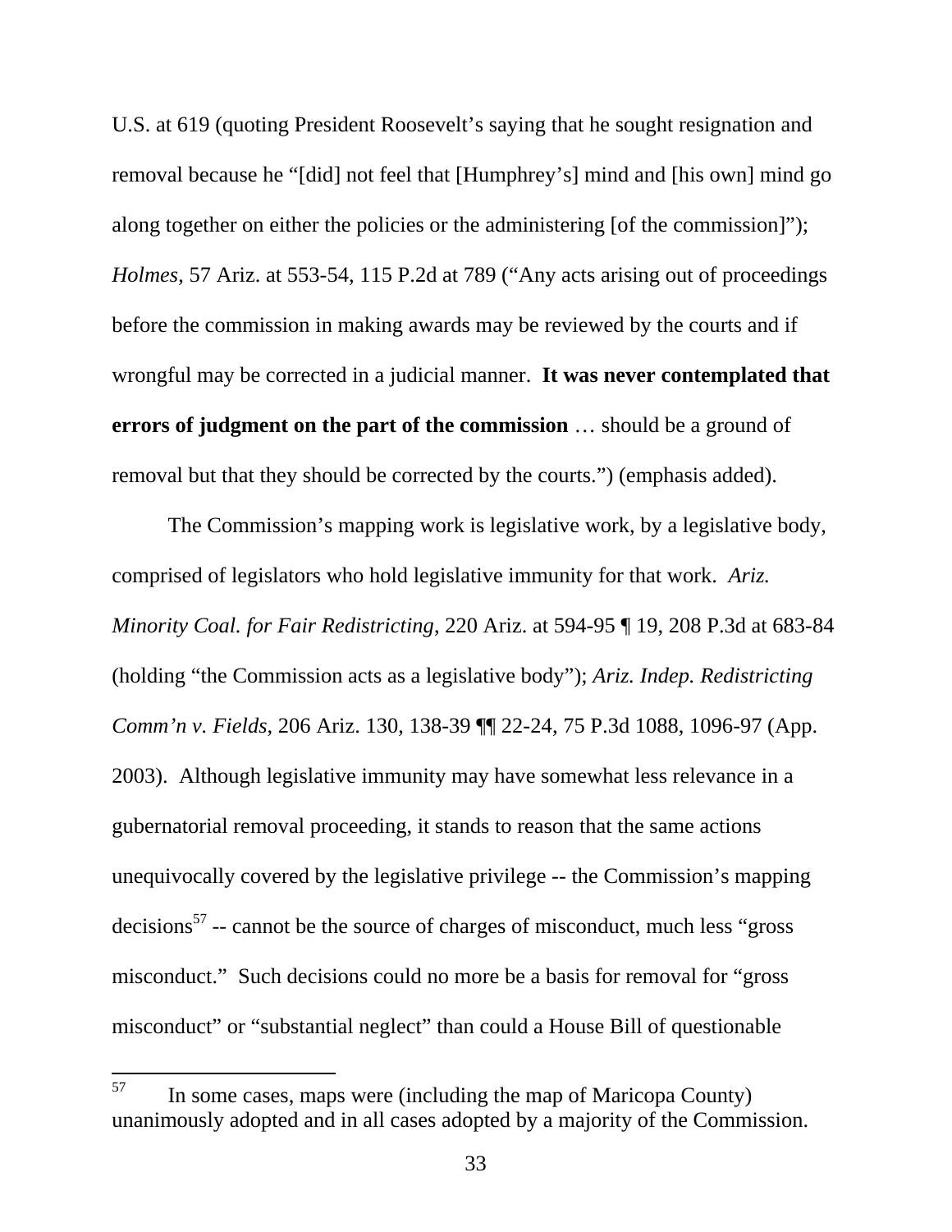U.S. at 619 (quoting President Roosevelt's saying that he sought resignation and removal because he "[did] not feel that [Humphrey's] mind and [his own] mind go along together on either the policies or the administering [of the commission]"); *Holmes*, 57 Ariz. at 553-54, 115 P.2d at 789 ("Any acts arising out of proceedings before the commission in making awards may be reviewed by the courts and if wrongful may be corrected in a judicial manner. **It was never contemplated that errors of judgment on the part of the commission** … should be a ground of removal but that they should be corrected by the courts.") (emphasis added).

The Commission's mapping work is legislative work, by a legislative body, comprised of legislators who hold legislative immunity for that work. *Ariz. Minority Coal. for Fair Redistricting*, 220 Ariz. at 594-95 ¶ 19, 208 P.3d at 683-84 (holding "the Commission acts as a legislative body"); *Ariz. Indep. Redistricting Comm'n v. Fields*, 206 Ariz. 130, 138-39 ¶¶ 22-24, 75 P.3d 1088, 1096-97 (App. 2003). Although legislative immunity may have somewhat less relevance in a gubernatorial removal proceeding, it stands to reason that the same actions unequivocally covered by the legislative privilege -- the Commission's mapping decisions[57] -- cannot be the source of charges of misconduct, much less "gross misconduct." Such decisions could no more be a basis for removal for "gross misconduct" or "substantial neglect" than could a House Bill of questionable

---

[57] In some cases, maps were (including the map of Maricopa County) unanimously adopted and in all cases adopted by a majority of the Commission.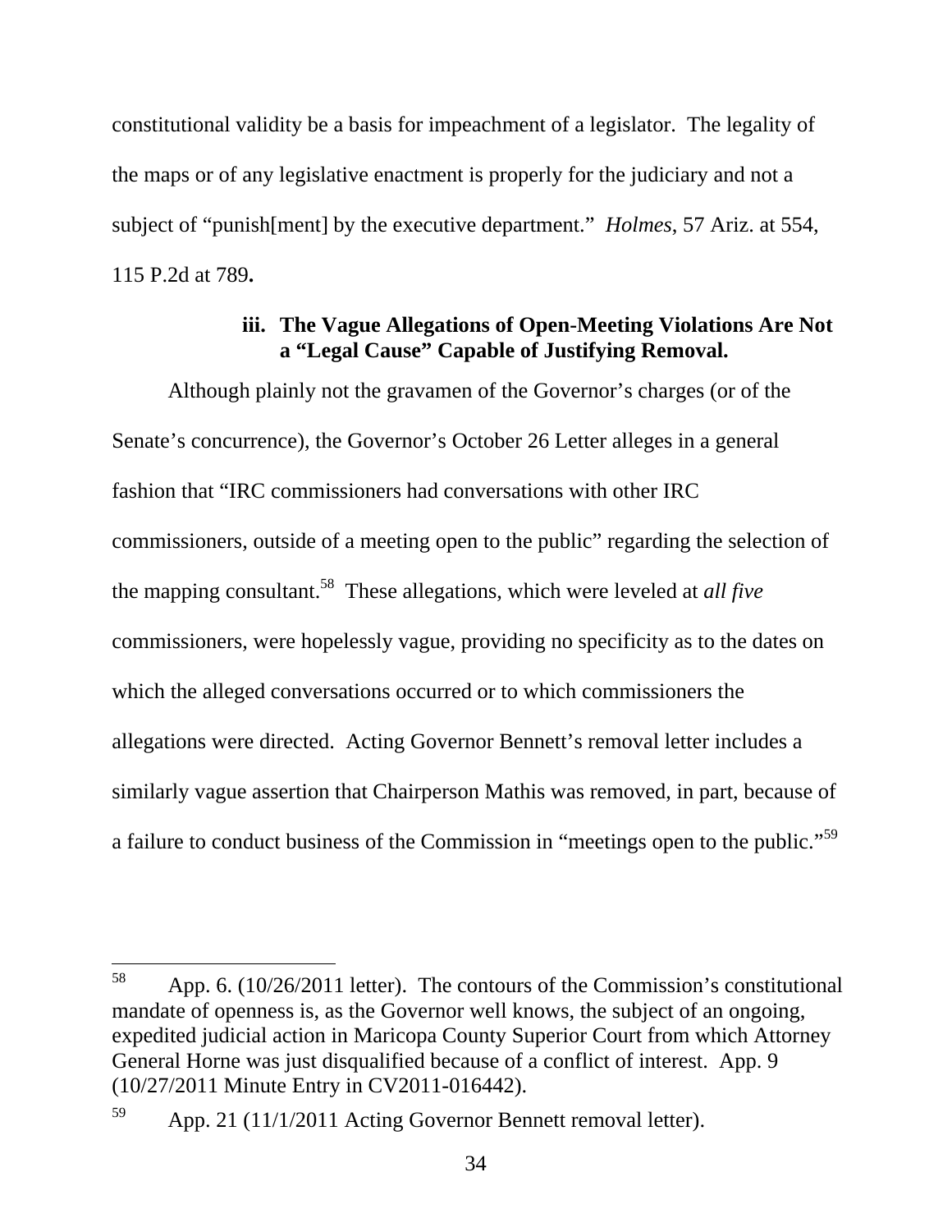constitutional validity be a basis for impeachment of a legislator. The legality of the maps or of any legislative enactment is properly for the judiciary and not a subject of "punish[ment] by the executive department." *Holmes*, 57 Ariz. at 554, 115 P.2d at 789**.**

#### iii. The Vague Allegations of Open-Meeting Violations Are Not a "Legal Cause" Capable of Justifying Removal.

Although plainly not the gravamen of the Governor's charges (or of the Senate's concurrence), the Governor's October 26 Letter alleges in a general fashion that "IRC commissioners had conversations with other IRC commissioners, outside of a meeting open to the public" regarding the selection of the mapping consultant.[58] These allegations, which were leveled at *all five* commissioners, were hopelessly vague, providing no specificity as to the dates on which the alleged conversations occurred or to which commissioners the allegations were directed. Acting Governor Bennett's removal letter includes a similarly vague assertion that Chairperson Mathis was removed, in part, because of a failure to conduct business of the Commission in "meetings open to the public."[59]

---

[58] App. 6. (10/26/2011 letter). The contours of the Commission's constitutional mandate of openness is, as the Governor well knows, the subject of an ongoing, expedited judicial action in Maricopa County Superior Court from which Attorney General Horne was just disqualified because of a conflict of interest. App. 9 (10/27/2011 Minute Entry in CV2011-016442).

[59] App. 21 (11/1/2011 Acting Governor Bennett removal letter).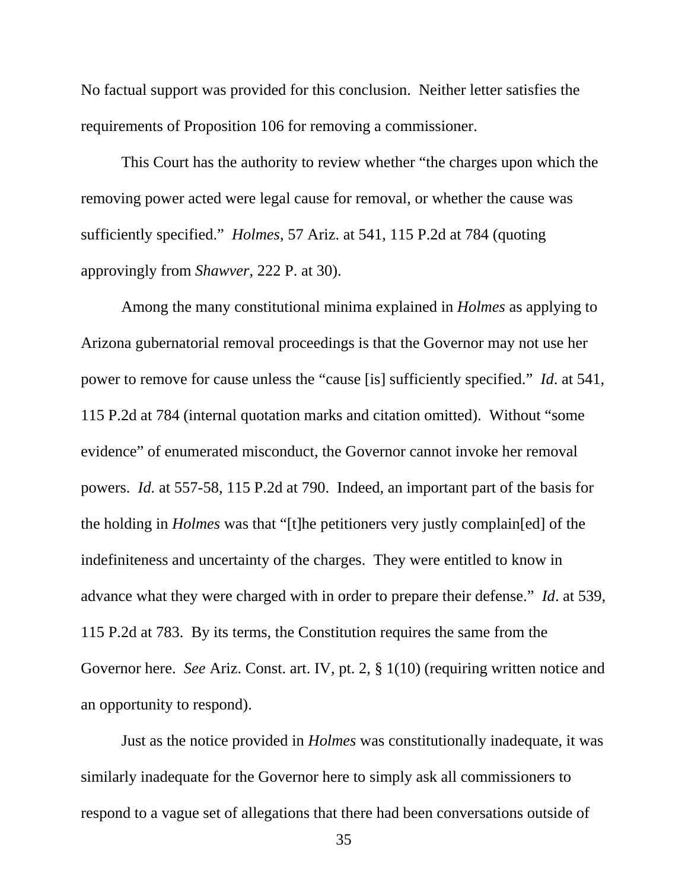No factual support was provided for this conclusion. Neither letter satisfies the requirements of Proposition 106 for removing a commissioner.

This Court has the authority to review whether "the charges upon which the removing power acted were legal cause for removal, or whether the cause was sufficiently specified." *Holmes*, 57 Ariz. at 541, 115 P.2d at 784 (quoting approvingly from *Shawver*, 222 P. at 30).

Among the many constitutional minima explained in *Holmes* as applying to Arizona gubernatorial removal proceedings is that the Governor may not use her power to remove for cause unless the "cause [is] sufficiently specified." *Id*. at 541, 115 P.2d at 784 (internal quotation marks and citation omitted). Without "some evidence" of enumerated misconduct, the Governor cannot invoke her removal powers. *Id.* at 557-58, 115 P.2d at 790. Indeed, an important part of the basis for the holding in *Holmes* was that "[t]he petitioners very justly complain[ed] of the indefiniteness and uncertainty of the charges. They were entitled to know in advance what they were charged with in order to prepare their defense." *Id*. at 539, 115 P.2d at 783. By its terms, the Constitution requires the same from the Governor here. *See* Ariz. Const. art. IV, pt. 2, § 1(10) (requiring written notice and an opportunity to respond).

Just as the notice provided in *Holmes* was constitutionally inadequate, it was similarly inadequate for the Governor here to simply ask all commissioners to respond to a vague set of allegations that there had been conversations outside of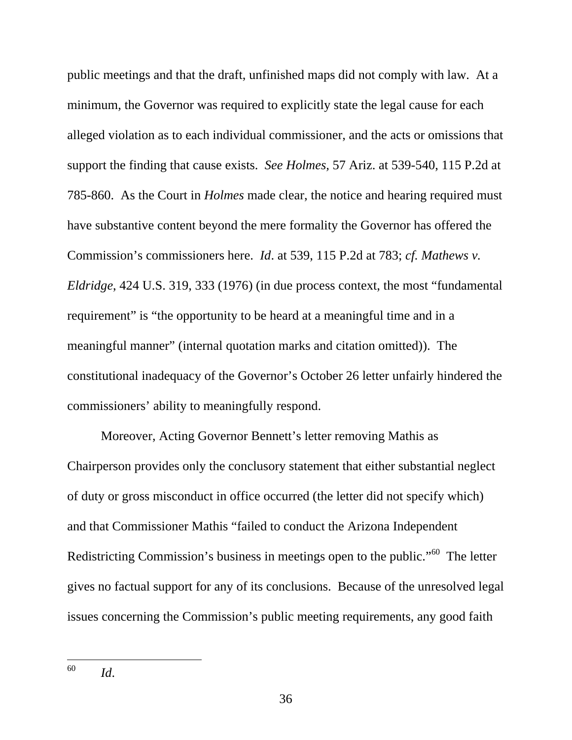public meetings and that the draft, unfinished maps did not comply with law. At a minimum, the Governor was required to explicitly state the legal cause for each alleged violation as to each individual commissioner, and the acts or omissions that support the finding that cause exists. *See Holmes*, 57 Ariz. at 539-540, 115 P.2d at 785-860. As the Court in *Holmes* made clear, the notice and hearing required must have substantive content beyond the mere formality the Governor has offered the Commission's commissioners here. *Id*. at 539, 115 P.2d at 783; *cf. Mathews v. Eldridge*, 424 U.S. 319, 333 (1976) (in due process context, the most "fundamental requirement" is "the opportunity to be heard at a meaningful time and in a meaningful manner" (internal quotation marks and citation omitted)). The constitutional inadequacy of the Governor's October 26 letter unfairly hindered the commissioners' ability to meaningfully respond.

Moreover, Acting Governor Bennett's letter removing Mathis as Chairperson provides only the conclusory statement that either substantial neglect of duty or gross misconduct in office occurred (the letter did not specify which) and that Commissioner Mathis "failed to conduct the Arizona Independent Redistricting Commission's business in meetings open to the public."[60] The letter gives no factual support for any of its conclusions. Because of the unresolved legal issues concerning the Commission's public meeting requirements, any good faith

[60] *Id*.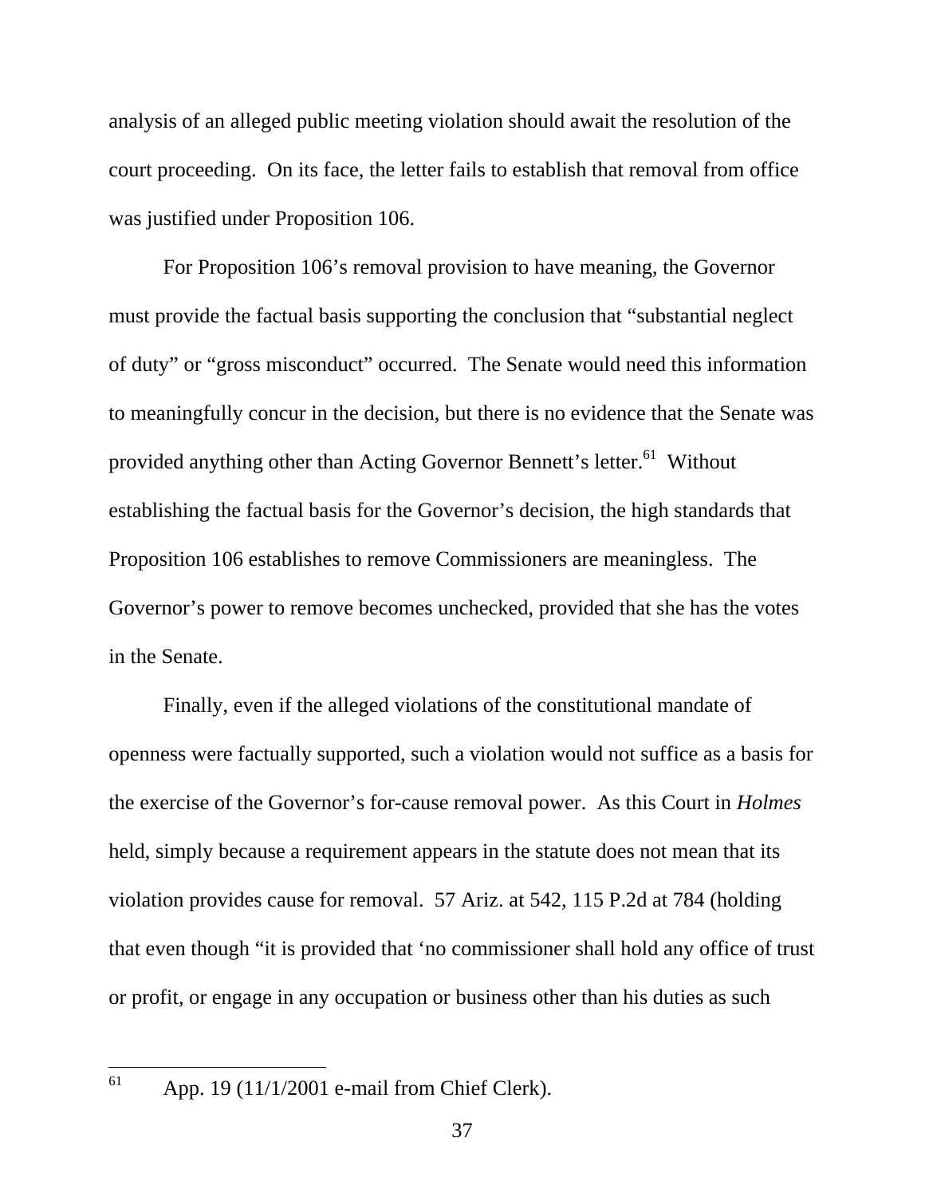analysis of an alleged public meeting violation should await the resolution of the court proceeding. On its face, the letter fails to establish that removal from office was justified under Proposition 106.

For Proposition 106's removal provision to have meaning, the Governor must provide the factual basis supporting the conclusion that "substantial neglect of duty" or "gross misconduct" occurred. The Senate would need this information to meaningfully concur in the decision, but there is no evidence that the Senate was provided anything other than Acting Governor Bennett's letter.[61] Without establishing the factual basis for the Governor's decision, the high standards that Proposition 106 establishes to remove Commissioners are meaningless. The Governor's power to remove becomes unchecked, provided that she has the votes in the Senate.

Finally, even if the alleged violations of the constitutional mandate of openness were factually supported, such a violation would not suffice as a basis for the exercise of the Governor's for-cause removal power. As this Court in *Holmes* held, simply because a requirement appears in the statute does not mean that its violation provides cause for removal. 57 Ariz. at 542, 115 P.2d at 784 (holding that even though "it is provided that 'no commissioner shall hold any office of trust or profit, or engage in any occupation or business other than his duties as such

---

[61] App. 19 (11/1/2001 e-mail from Chief Clerk).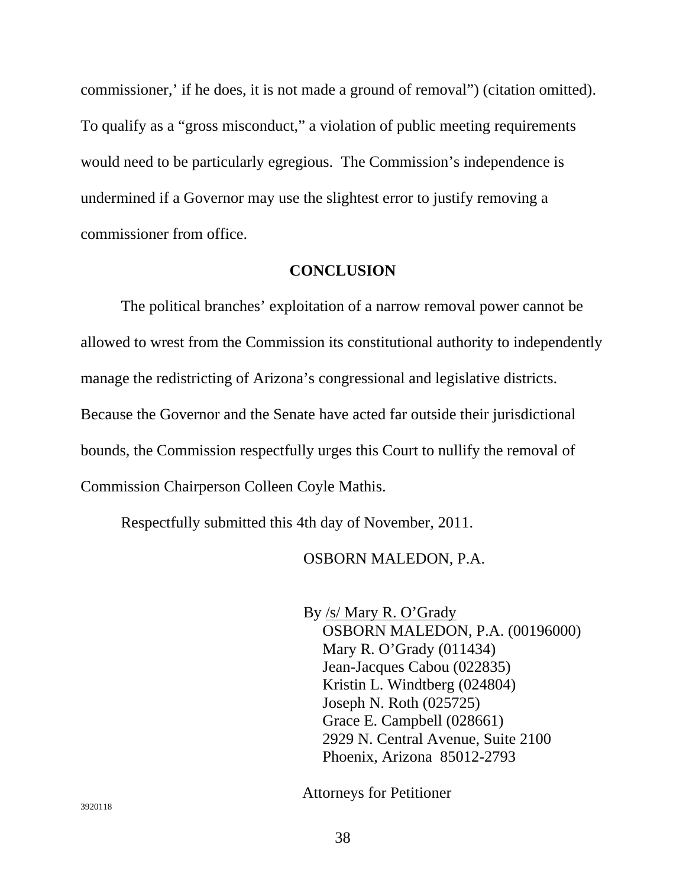commissioner,' if he does, it is not made a ground of removal") (citation omitted). To qualify as a "gross misconduct," a violation of public meeting requirements would need to be particularly egregious. The Commission's independence is undermined if a Governor may use the slightest error to justify removing a commissioner from office.

## CONCLUSION

The political branches' exploitation of a narrow removal power cannot be allowed to wrest from the Commission its constitutional authority to independently manage the redistricting of Arizona's congressional and legislative districts. Because the Governor and the Senate have acted far outside their jurisdictional bounds, the Commission respectfully urges this Court to nullify the removal of Commission Chairperson Colleen Coyle Mathis.

Respectfully submitted this 4th day of November, 2011.

OSBORN MALEDON, P.A.

By /s/ Mary R. O'Grady
OSBORN MALEDON, P.A. (00196000)
Mary R. O'Grady (011434)
Jean-Jacques Cabou (022835)
Kristin L. Windtberg (024804)
Joseph N. Roth (025725)
Grace E. Campbell (028661)
2929 N. Central Avenue, Suite 2100
Phoenix, Arizona 85012-2793

Attorneys for Petitioner

3920118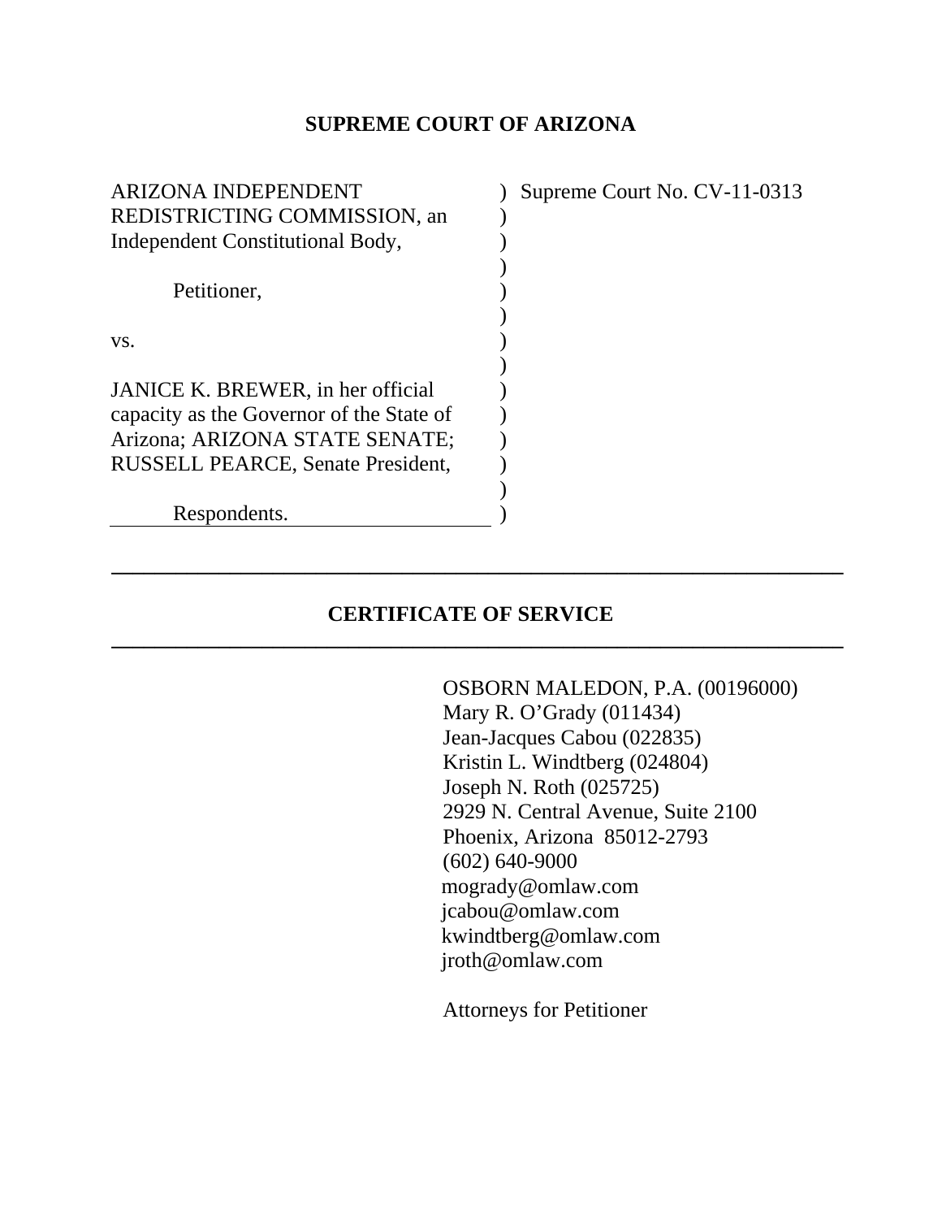**SUPREME COURT OF ARIZONA**

| | |
|---|---|
| ARIZONA INDEPENDENT REDISTRICTING COMMISSION, an Independent Constitutional Body,<br><br>Petitioner,<br><br>vs.<br><br>JANICE K. BREWER, in her official capacity as the Governor of the State of Arizona; ARIZONA STATE SENATE; RUSSELL PEARCE, Senate President,<br><br>Respondents. | Supreme Court No. CV-11-0313 |

---

**CERTIFICATE OF SERVICE**

---

OSBORN MALEDON, P.A. (00196000)
Mary R. O'Grady (011434)
Jean-Jacques Cabou (022835)
Kristin L. Windtberg (024804)
Joseph N. Roth (025725)
2929 N. Central Avenue, Suite 2100
Phoenix, Arizona 85012-2793
(602) 640-9000
mogrady@omlaw.com
jcabou@omlaw.com
kwindtberg@omlaw.com
jroth@omlaw.com

Attorneys for Petitioner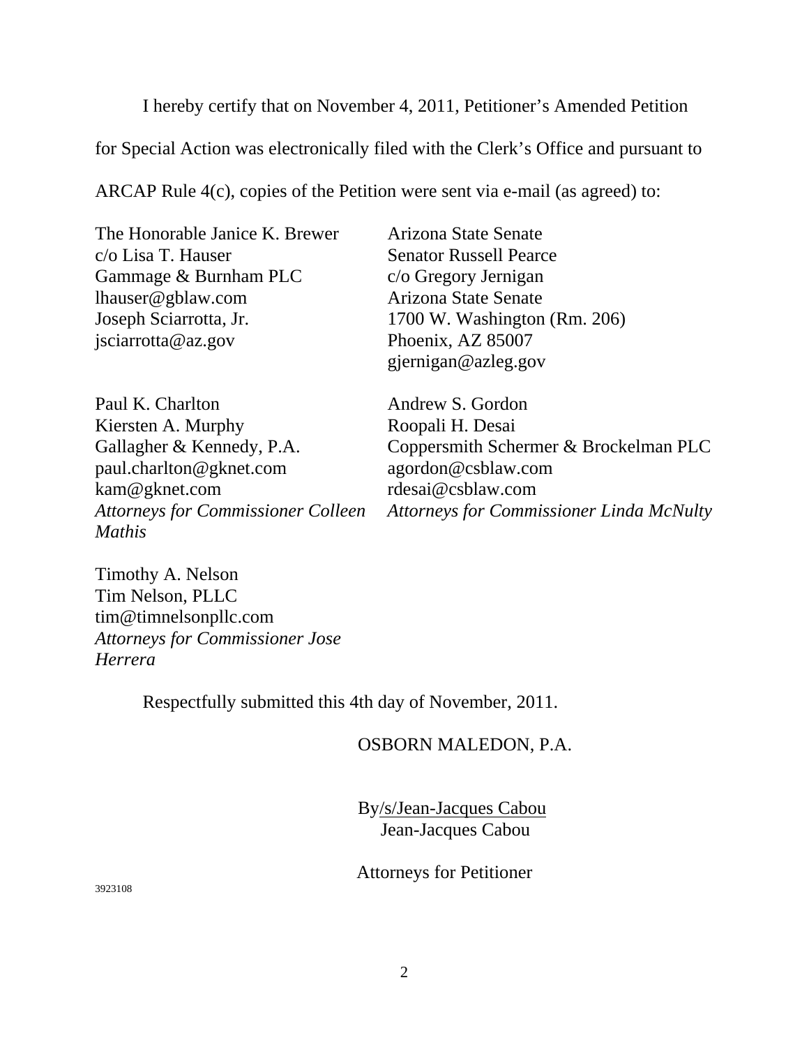I hereby certify that on November 4, 2011, Petitioner's Amended Petition for Special Action was electronically filed with the Clerk's Office and pursuant to ARCAP Rule 4(c), copies of the Petition were sent via e-mail (as agreed) to:

The Honorable Janice K. Brewer
c/o Lisa T. Hauser
Gammage & Burnham PLC
lhauser@gblaw.com
Joseph Sciarrotta, Jr.
jsciarrotta@az.gov

Arizona State Senate
Senator Russell Pearce
c/o Gregory Jernigan
Arizona State Senate
1700 W. Washington (Rm. 206)
Phoenix, AZ 85007
gjernigan@azleg.gov

Paul K. Charlton
Kiersten A. Murphy
Gallagher & Kennedy, P.A.
paul.charlton@gknet.com
kam@gknet.com
*Attorneys for Commissioner Colleen Mathis*

Andrew S. Gordon
Roopali H. Desai
Coppersmith Schermer & Brockelman PLC
agordon@csblaw.com
rdesai@csblaw.com
*Attorneys for Commissioner Linda McNulty*

Timothy A. Nelson
Tim Nelson, PLLC
tim@timnelsonpllc.com
*Attorneys for Commissioner Jose Herrera*

Respectfully submitted this 4th day of November, 2011.

OSBORN MALEDON, P.A.

By/s/Jean-Jacques Cabou
Jean-Jacques Cabou

Attorneys for Petitioner

3923108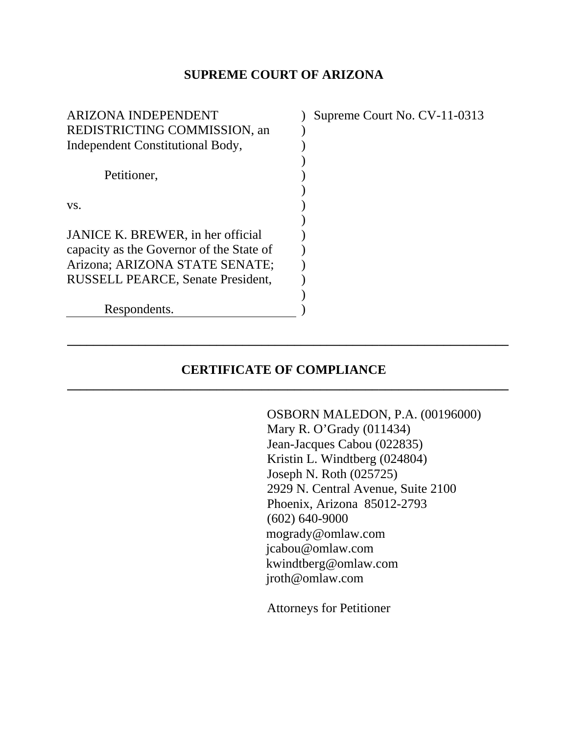**SUPREME COURT OF ARIZONA**

| | |
|---|---|
| ARIZONA INDEPENDENT REDISTRICTING COMMISSION, an Independent Constitutional Body,<br><br>Petitioner,<br><br>vs.<br><br>JANICE K. BREWER, in her official capacity as the Governor of the State of Arizona; ARIZONA STATE SENATE; RUSSELL PEARCE, Senate President,<br><br>Respondents. | Supreme Court No. CV-11-0313 |

---

**CERTIFICATE OF COMPLIANCE**

---

OSBORN MALEDON, P.A. (00196000)
Mary R. O'Grady (011434)
Jean-Jacques Cabou (022835)
Kristin L. Windtberg (024804)
Joseph N. Roth (025725)
2929 N. Central Avenue, Suite 2100
Phoenix, Arizona 85012-2793
(602) 640-9000
mogrady@omlaw.com
jcabou@omlaw.com
kwindtberg@omlaw.com
jroth@omlaw.com

Attorneys for Petitioner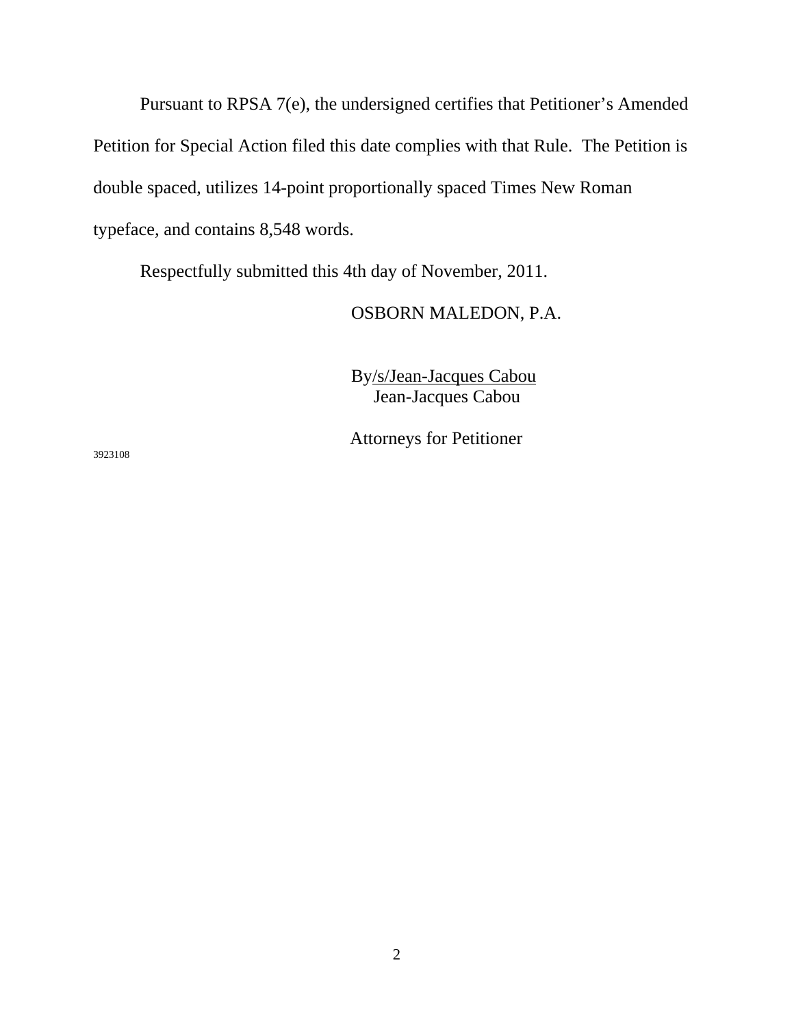Pursuant to RPSA 7(e), the undersigned certifies that Petitioner's Amended Petition for Special Action filed this date complies with that Rule. The Petition is double spaced, utilizes 14-point proportionally spaced Times New Roman typeface, and contains 8,548 words.

Respectfully submitted this 4th day of November, 2011.

OSBORN MALEDON, P.A.

By/s/Jean-Jacques Cabou
Jean-Jacques Cabou

Attorneys for Petitioner

3923108